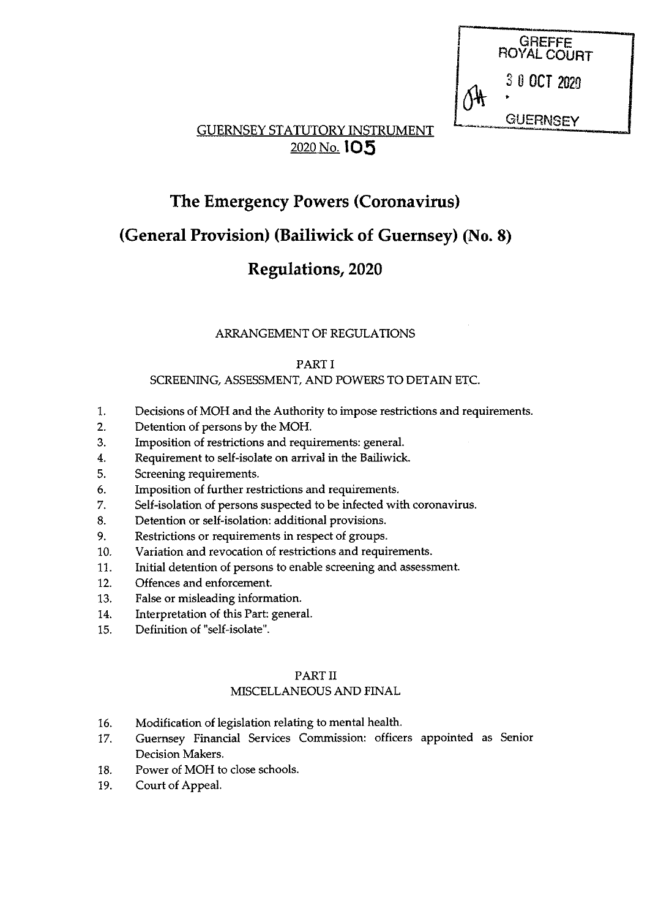GREFFE
ROYAL COURT
30 OCT 2020
GUERNSEY

GUERNSEY STATUTORY INSTRUMENT
2020 No. 105

# The Emergency Powers (Coronavirus) (General Provision) (Bailiwick of Guernsey) (No. 8) Regulations, 2020

ARRANGEMENT OF REGULATIONS

PART I
SCREENING, ASSESSMENT, AND POWERS TO DETAIN ETC.

1. Decisions of MOH and the Authority to impose restrictions and requirements.
2. Detention of persons by the MOH.
3. Imposition of restrictions and requirements: general.
4. Requirement to self-isolate on arrival in the Bailiwick.
5. Screening requirements.
6. Imposition of further restrictions and requirements.
7. Self-isolation of persons suspected to be infected with coronavirus.
8. Detention or self-isolation: additional provisions.
9. Restrictions or requirements in respect of groups.
10. Variation and revocation of restrictions and requirements.
11. Initial detention of persons to enable screening and assessment.
12. Offences and enforcement.
13. False or misleading information.
14. Interpretation of this Part: general.
15. Definition of "self-isolate".

PART II
MISCELLANEOUS AND FINAL

16. Modification of legislation relating to mental health.
17. Guernsey Financial Services Commission: officers appointed as Senior Decision Makers.
18. Power of MOH to close schools.
19. Court of Appeal.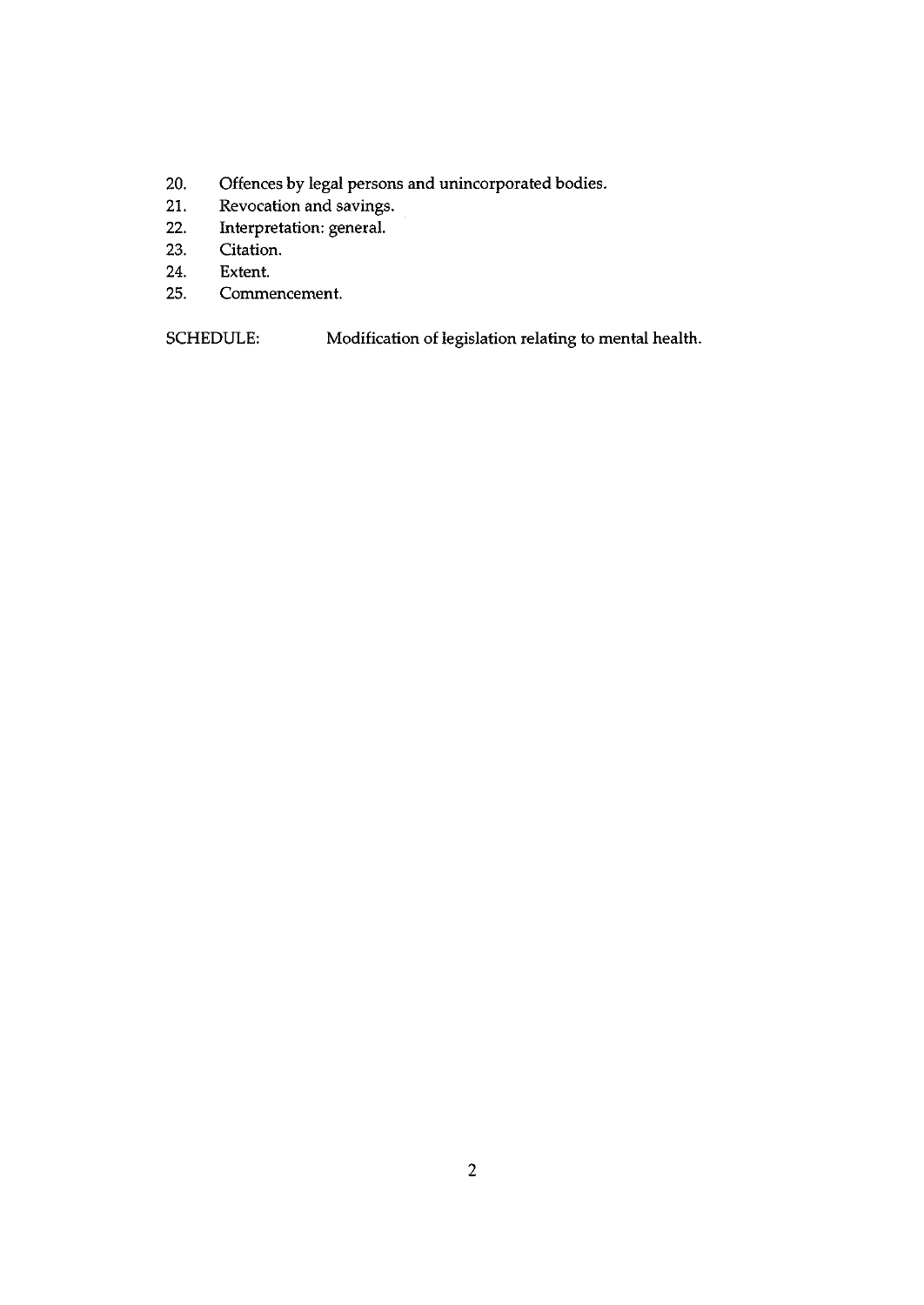20. Offences by legal persons and unincorporated bodies.
21. Revocation and savings.
22. Interpretation: general.
23. Citation.
24. Extent.
25. Commencement.

SCHEDULE: Modification of legislation relating to mental health.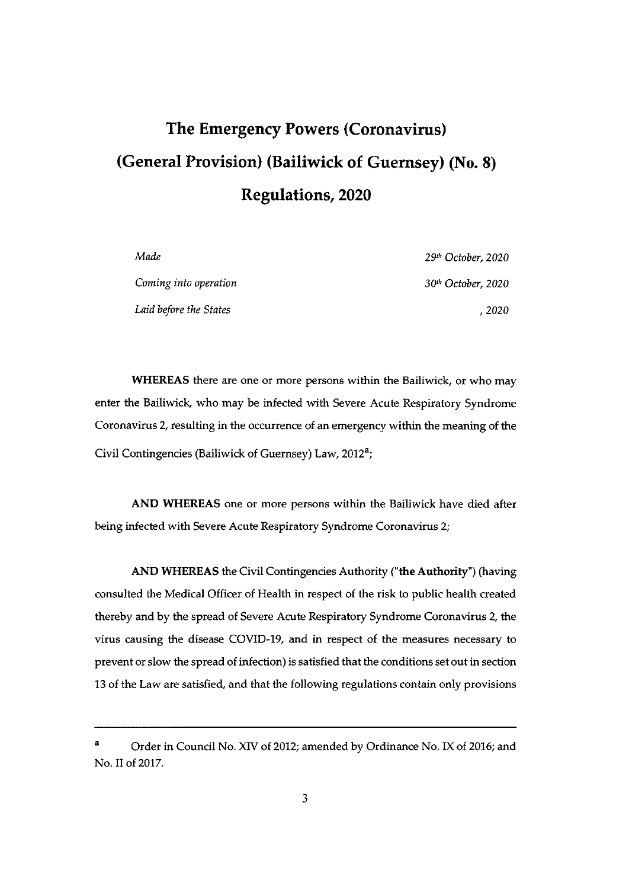# The Emergency Powers (Coronavirus) (General Provision) (Bailiwick of Guernsey) (No. 8) Regulations, 2020

| | |
|---|---|
| *Made* | *29th October, 2020* |
| *Coming into operation* | *30th October, 2020* |
| *Laid before the States* | *, 2020* |

**WHEREAS** there are one or more persons within the Bailiwick, or who may enter the Bailiwick, who may be infected with Severe Acute Respiratory Syndrome Coronavirus 2, resulting in the occurrence of an emergency within the meaning of the Civil Contingencies (Bailiwick of Guernsey) Law, 2012[a];

**AND WHEREAS** one or more persons within the Bailiwick have died after being infected with Severe Acute Respiratory Syndrome Coronavirus 2;

**AND WHEREAS** the Civil Contingencies Authority ("**the Authority**") (having consulted the Medical Officer of Health in respect of the risk to public health created thereby and by the spread of Severe Acute Respiratory Syndrome Coronavirus 2, the virus causing the disease COVID-19, and in respect of the measures necessary to prevent or slow the spread of infection) is satisfied that the conditions set out in section 13 of the Law are satisfied, and that the following regulations contain only provisions

---

[a] Order in Council No. XIV of 2012; amended by Ordinance No. IX of 2016; and No. II of 2017.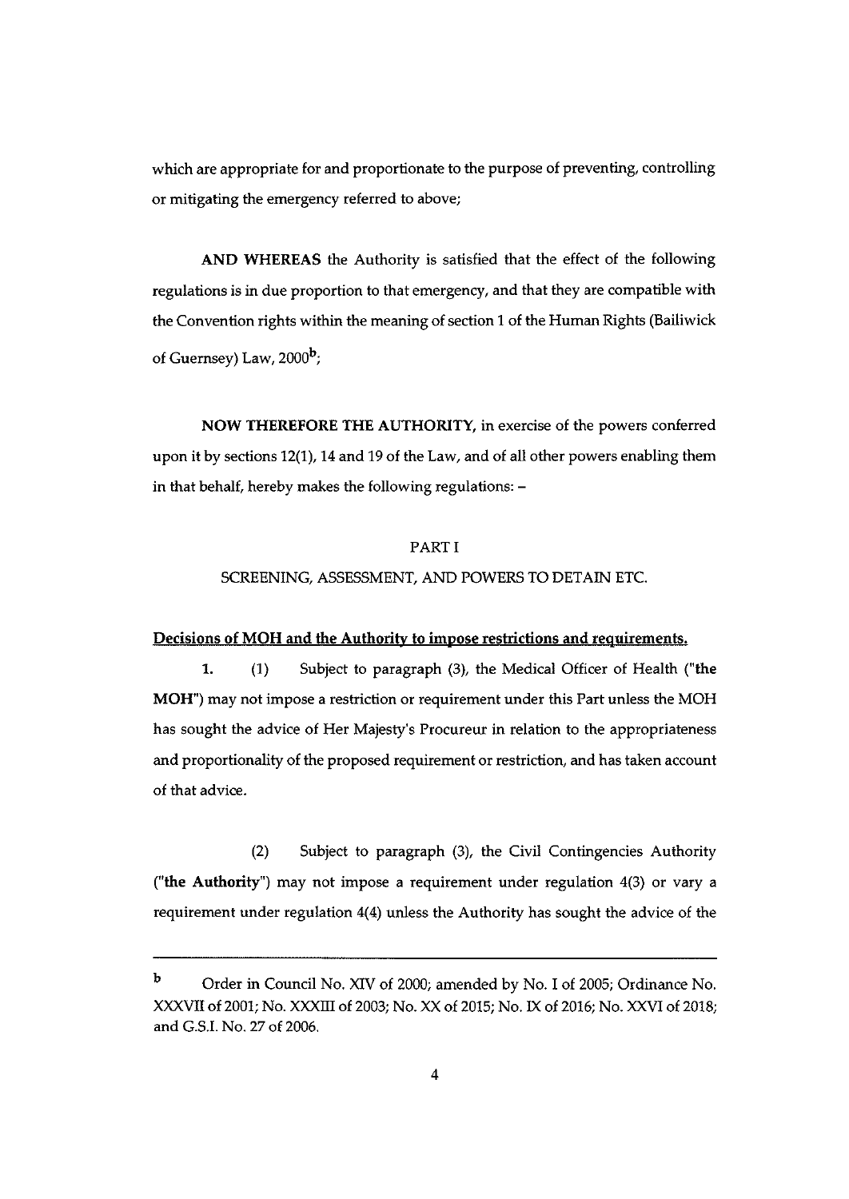which are appropriate for and proportionate to the purpose of preventing, controlling or mitigating the emergency referred to above;

**AND WHEREAS** the Authority is satisfied that the effect of the following regulations is in due proportion to that emergency, and that they are compatible with the Convention rights within the meaning of section 1 of the Human Rights (Bailiwick of Guernsey) Law, 2000[b];

**NOW THEREFORE THE AUTHORITY,** in exercise of the powers conferred upon it by sections 12(1), 14 and 19 of the Law, and of all other powers enabling them in that behalf, hereby makes the following regulations: –

PART I

SCREENING, ASSESSMENT, AND POWERS TO DETAIN ETC.

**Decisions of MOH and the Authority to impose restrictions and requirements.**

**1.** (1) Subject to paragraph (3), the Medical Officer of Health ("**the MOH**") may not impose a restriction or requirement under this Part unless the MOH has sought the advice of Her Majesty's Procureur in relation to the appropriateness and proportionality of the proposed requirement or restriction, and has taken account of that advice.

(2) Subject to paragraph (3), the Civil Contingencies Authority ("**the Authority**") may not impose a requirement under regulation 4(3) or vary a requirement under regulation 4(4) unless the Authority has sought the advice of the

---

[b] Order in Council No. XIV of 2000; amended by No. I of 2005; Ordinance No. XXXVII of 2001; No. XXXIII of 2003; No. XX of 2015; No. IX of 2016; No. XXVI of 2018; and G.S.I. No. 27 of 2006.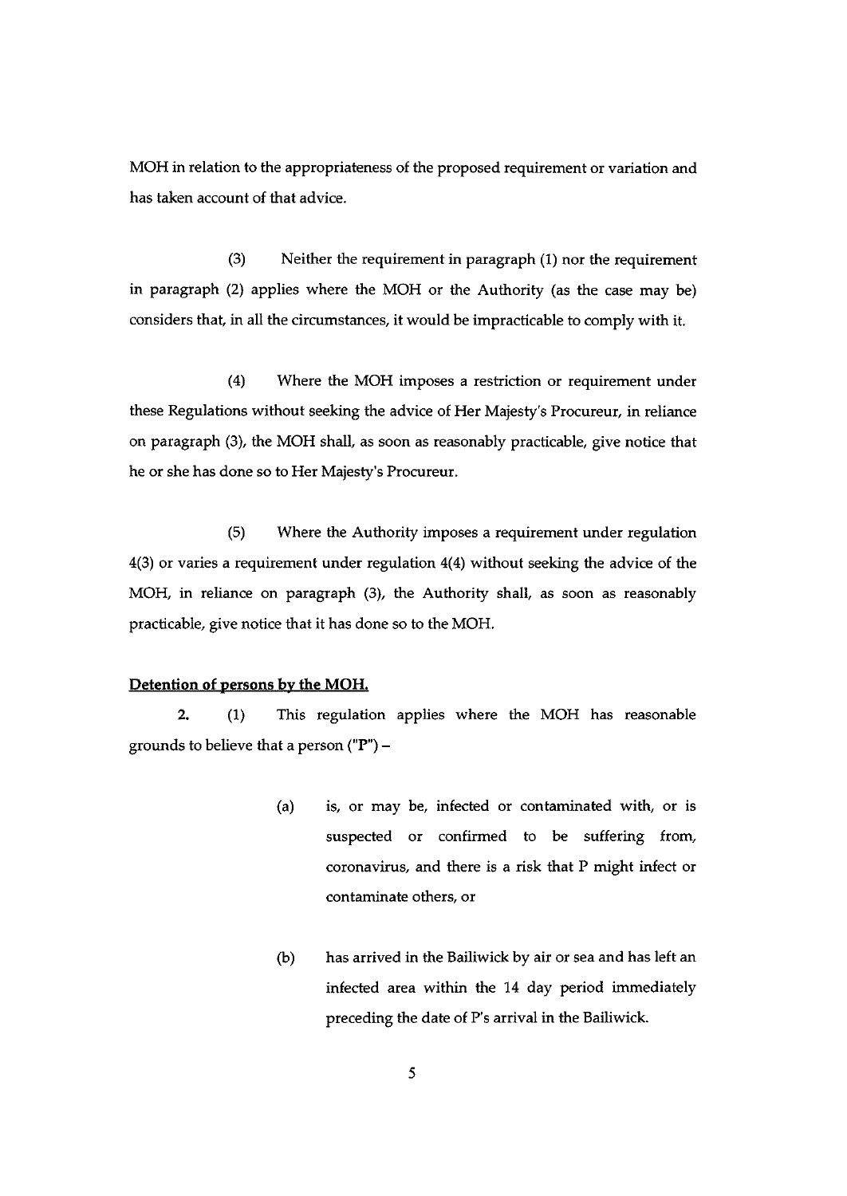MOH in relation to the appropriateness of the proposed requirement or variation and has taken account of that advice.

(3) Neither the requirement in paragraph (1) nor the requirement in paragraph (2) applies where the MOH or the Authority (as the case may be) considers that, in all the circumstances, it would be impracticable to comply with it.

(4) Where the MOH imposes a restriction or requirement under these Regulations without seeking the advice of Her Majesty's Procureur, in reliance on paragraph (3), the MOH shall, as soon as reasonably practicable, give notice that he or she has done so to Her Majesty's Procureur.

(5) Where the Authority imposes a requirement under regulation 4(3) or varies a requirement under regulation 4(4) without seeking the advice of the MOH, in reliance on paragraph (3), the Authority shall, as soon as reasonably practicable, give notice that it has done so to the MOH.

**Detention of persons by the MOH.**

**2.** (1) This regulation applies where the MOH has reasonable grounds to believe that a person (**"P"**) –

(a) is, or may be, infected or contaminated with, or is suspected or confirmed to be suffering from, coronavirus, and there is a risk that P might infect or contaminate others, or

(b) has arrived in the Bailiwick by air or sea and has left an infected area within the 14 day period immediately preceding the date of P's arrival in the Bailiwick.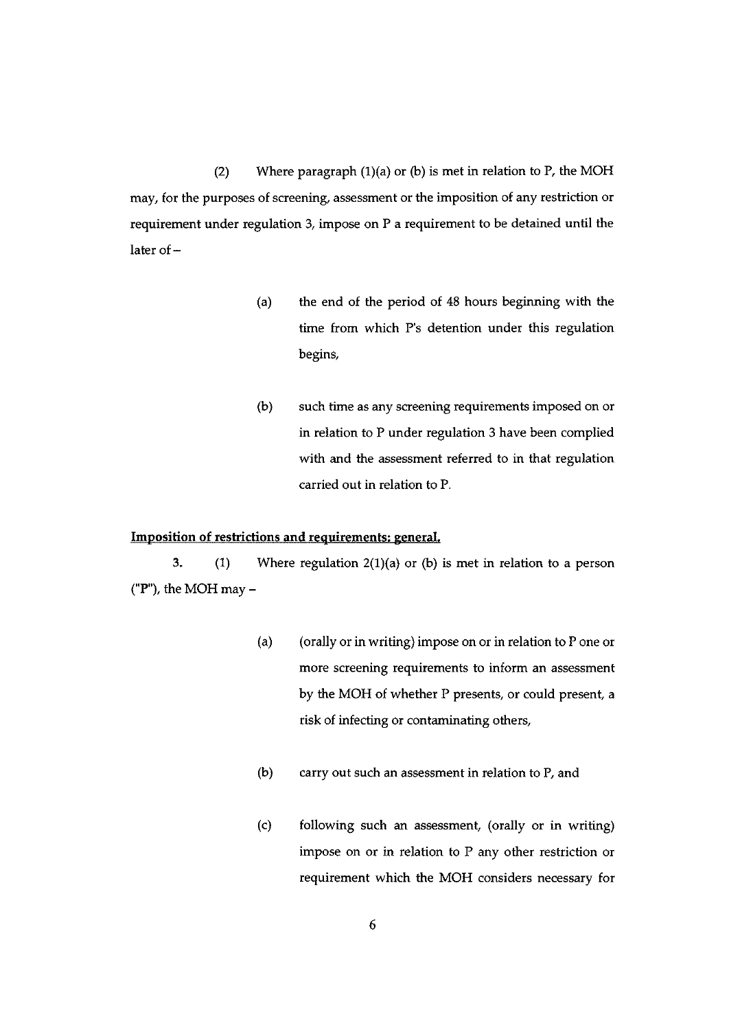(2) Where paragraph (1)(a) or (b) is met in relation to P, the MOH may, for the purposes of screening, assessment or the imposition of any restriction or requirement under regulation 3, impose on P a requirement to be detained until the later of –

(a) the end of the period of 48 hours beginning with the time from which P's detention under this regulation begins,

(b) such time as any screening requirements imposed on or in relation to P under regulation 3 have been complied with and the assessment referred to in that regulation carried out in relation to P.

**Imposition of restrictions and requirements: general.**

3. (1) Where regulation 2(1)(a) or (b) is met in relation to a person ("P"), the MOH may –

(a) (orally or in writing) impose on or in relation to P one or more screening requirements to inform an assessment by the MOH of whether P presents, or could present, a risk of infecting or contaminating others,

(b) carry out such an assessment in relation to P, and

(c) following such an assessment, (orally or in writing) impose on or in relation to P any other restriction or requirement which the MOH considers necessary for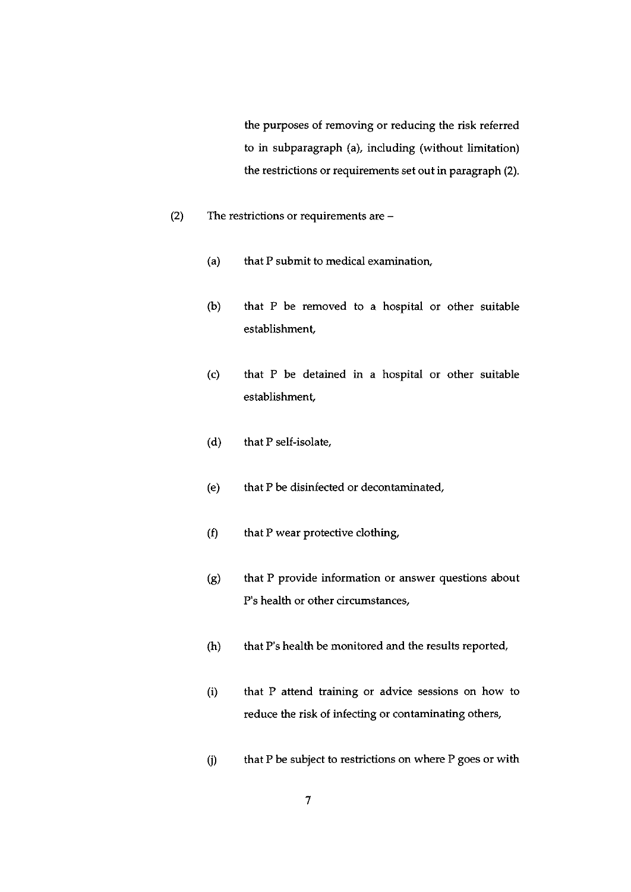the purposes of removing or reducing the risk referred to in subparagraph (a), including (without limitation) the restrictions or requirements set out in paragraph (2).

(2) The restrictions or requirements are –

(a) that P submit to medical examination,

(b) that P be removed to a hospital or other suitable establishment,

(c) that P be detained in a hospital or other suitable establishment,

(d) that P self-isolate,

(e) that P be disinfected or decontaminated,

(f) that P wear protective clothing,

(g) that P provide information or answer questions about P's health or other circumstances,

(h) that P's health be monitored and the results reported,

(i) that P attend training or advice sessions on how to reduce the risk of infecting or contaminating others,

(j) that P be subject to restrictions on where P goes or with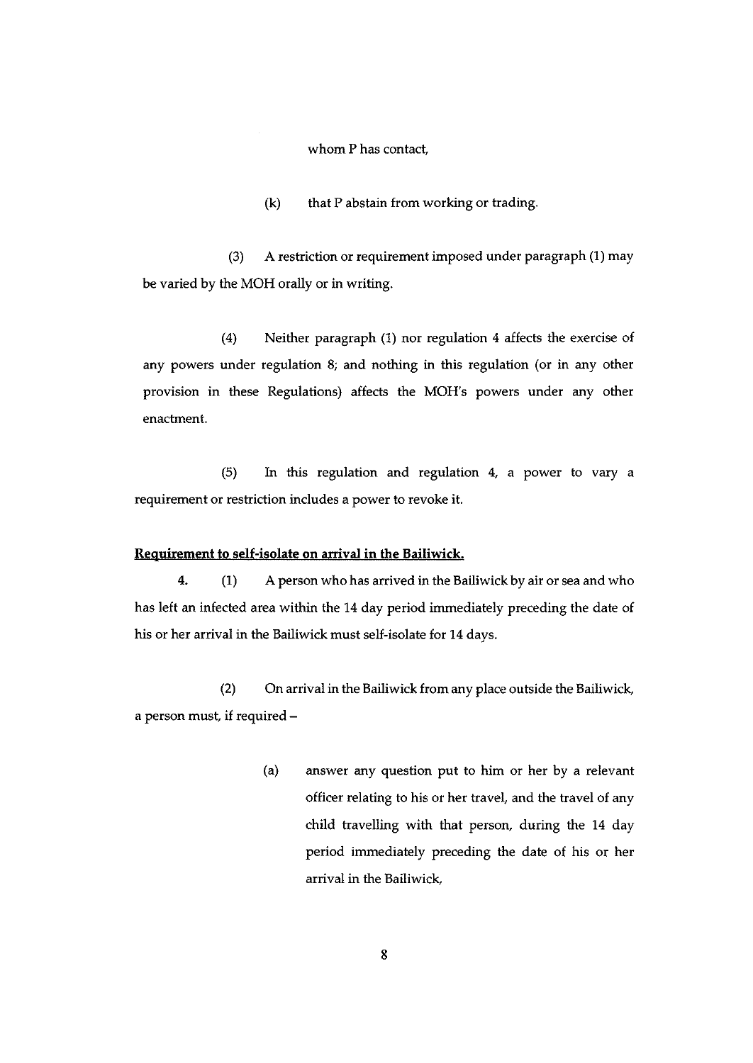whom P has contact,

(k) that P abstain from working or trading.

(3) A restriction or requirement imposed under paragraph (1) may be varied by the MOH orally or in writing.

(4) Neither paragraph (1) nor regulation 4 affects the exercise of any powers under regulation 8; and nothing in this regulation (or in any other provision in these Regulations) affects the MOH's powers under any other enactment.

(5) In this regulation and regulation 4, a power to vary a requirement or restriction includes a power to revoke it.

**Requirement to self-isolate on arrival in the Bailiwick.**

**4.** (1) A person who has arrived in the Bailiwick by air or sea and who has left an infected area within the 14 day period immediately preceding the date of his or her arrival in the Bailiwick must self-isolate for 14 days.

(2) On arrival in the Bailiwick from any place outside the Bailiwick, a person must, if required –

(a) answer any question put to him or her by a relevant officer relating to his or her travel, and the travel of any child travelling with that person, during the 14 day period immediately preceding the date of his or her arrival in the Bailiwick,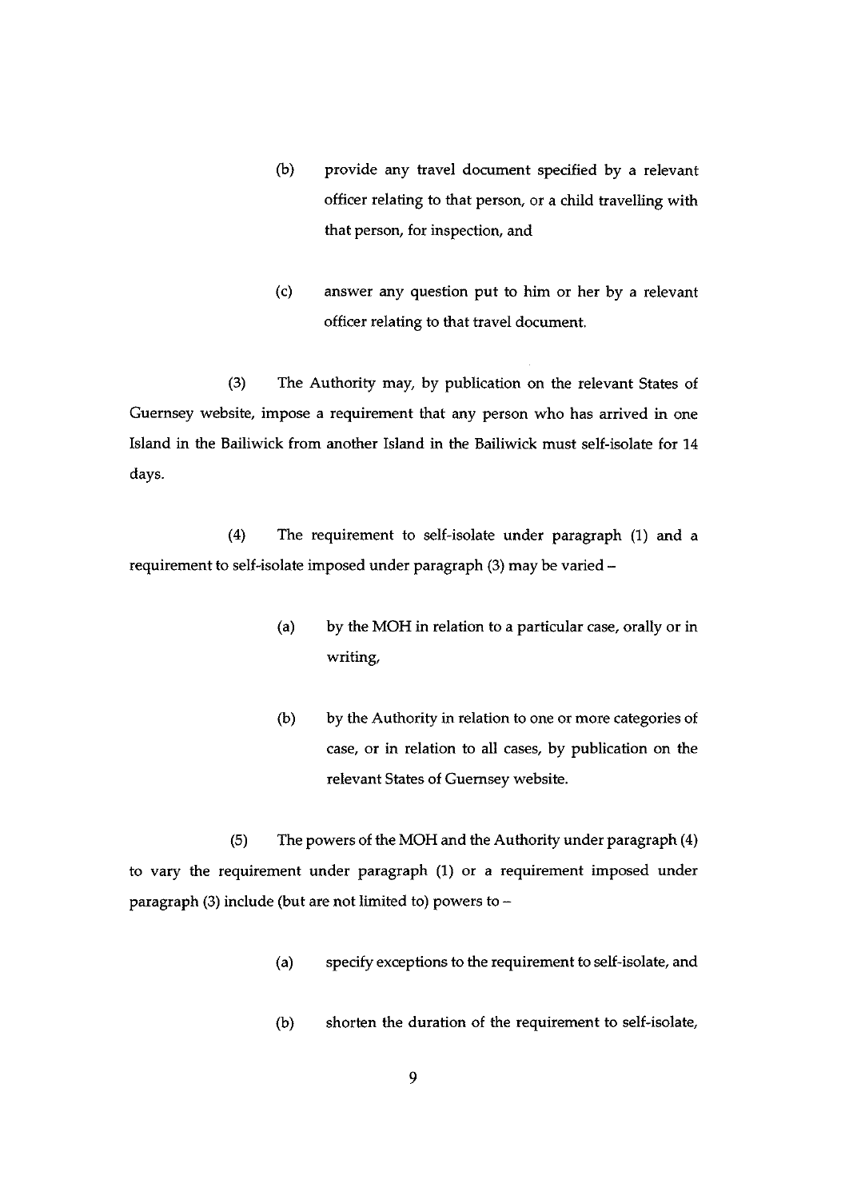(b) provide any travel document specified by a relevant officer relating to that person, or a child travelling with that person, for inspection, and

(c) answer any question put to him or her by a relevant officer relating to that travel document.

(3) The Authority may, by publication on the relevant States of Guernsey website, impose a requirement that any person who has arrived in one Island in the Bailiwick from another Island in the Bailiwick must self-isolate for 14 days.

(4) The requirement to self-isolate under paragraph (1) and a requirement to self-isolate imposed under paragraph (3) may be varied –

(a) by the MOH in relation to a particular case, orally or in writing,

(b) by the Authority in relation to one or more categories of case, or in relation to all cases, by publication on the relevant States of Guernsey website.

(5) The powers of the MOH and the Authority under paragraph (4) to vary the requirement under paragraph (1) or a requirement imposed under paragraph (3) include (but are not limited to) powers to –

(a) specify exceptions to the requirement to self-isolate, and

(b) shorten the duration of the requirement to self-isolate,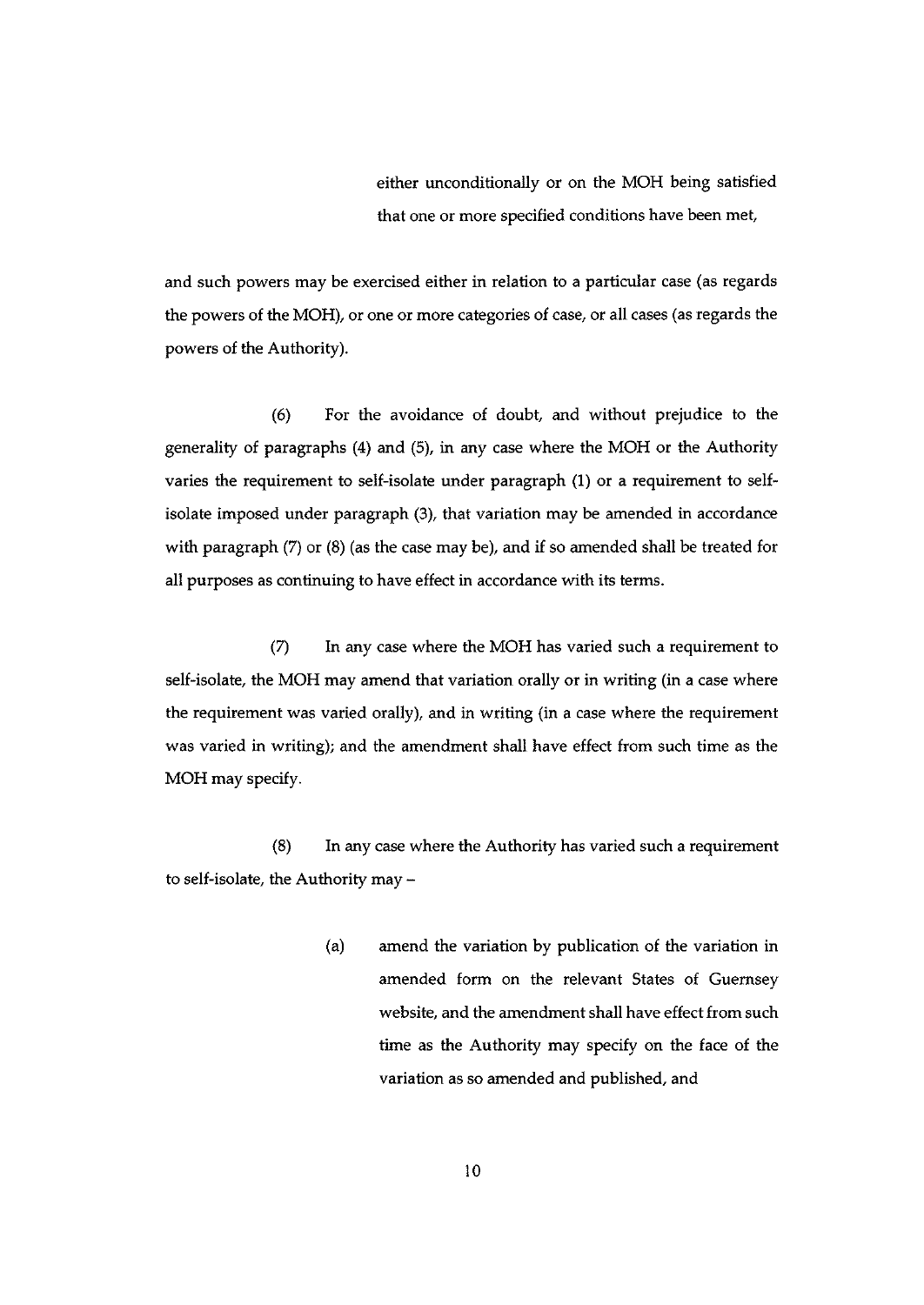either unconditionally or on the MOH being satisfied that one or more specified conditions have been met,

and such powers may be exercised either in relation to a particular case (as regards the powers of the MOH), or one or more categories of case, or all cases (as regards the powers of the Authority).

(6) For the avoidance of doubt, and without prejudice to the generality of paragraphs (4) and (5), in any case where the MOH or the Authority varies the requirement to self-isolate under paragraph (1) or a requirement to self-isolate imposed under paragraph (3), that variation may be amended in accordance with paragraph (7) or (8) (as the case may be), and if so amended shall be treated for all purposes as continuing to have effect in accordance with its terms.

(7) In any case where the MOH has varied such a requirement to self-isolate, the MOH may amend that variation orally or in writing (in a case where the requirement was varied orally), and in writing (in a case where the requirement was varied in writing); and the amendment shall have effect from such time as the MOH may specify.

(8) In any case where the Authority has varied such a requirement to self-isolate, the Authority may –

(a) amend the variation by publication of the variation in amended form on the relevant States of Guernsey website, and the amendment shall have effect from such time as the Authority may specify on the face of the variation as so amended and published, and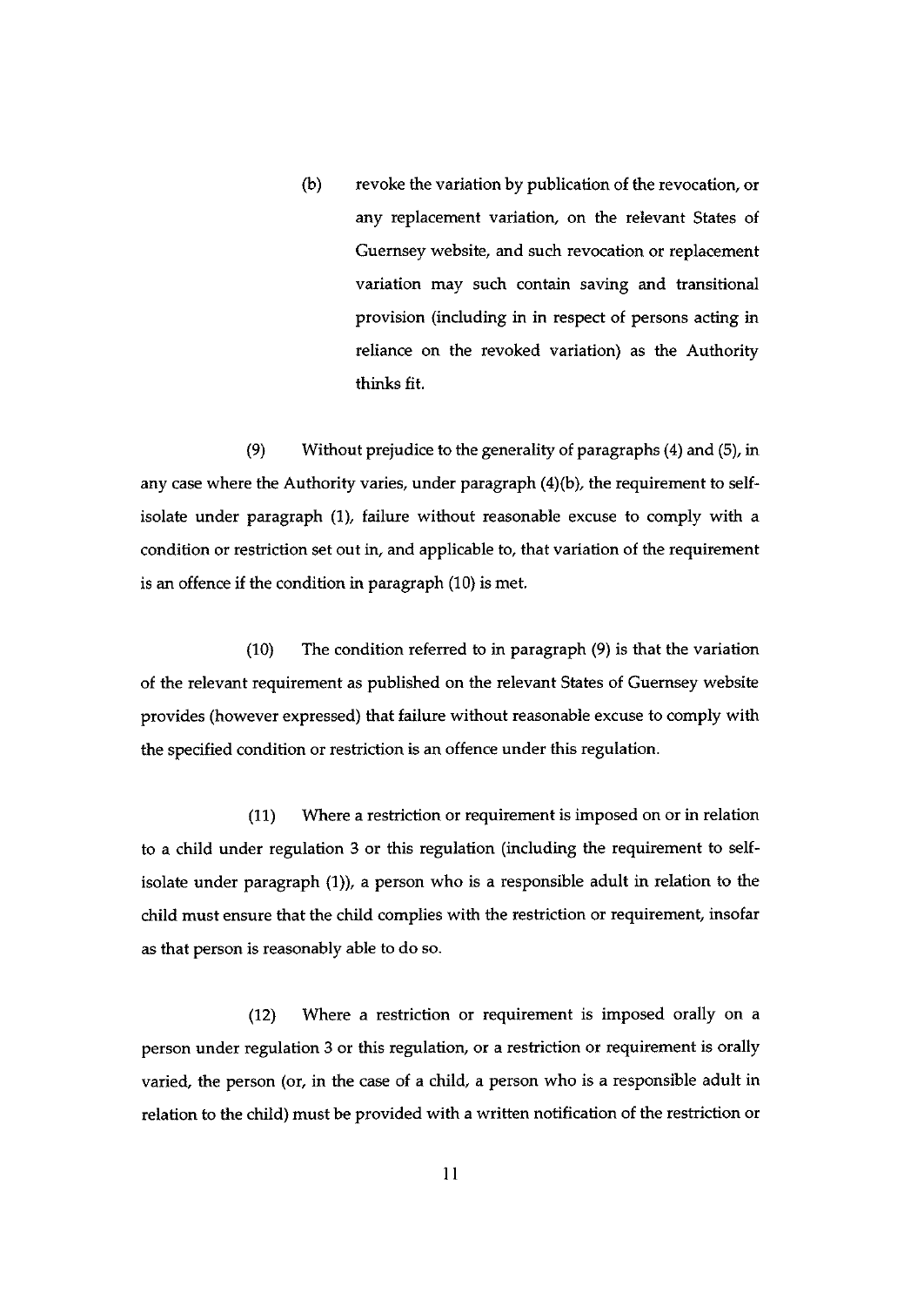(b) revoke the variation by publication of the revocation, or any replacement variation, on the relevant States of Guernsey website, and such revocation or replacement variation may such contain saving and transitional provision (including in in respect of persons acting in reliance on the revoked variation) as the Authority thinks fit.

(9) Without prejudice to the generality of paragraphs (4) and (5), in any case where the Authority varies, under paragraph (4)(b), the requirement to self-isolate under paragraph (1), failure without reasonable excuse to comply with a condition or restriction set out in, and applicable to, that variation of the requirement is an offence if the condition in paragraph (10) is met.

(10) The condition referred to in paragraph (9) is that the variation of the relevant requirement as published on the relevant States of Guernsey website provides (however expressed) that failure without reasonable excuse to comply with the specified condition or restriction is an offence under this regulation.

(11) Where a restriction or requirement is imposed on or in relation to a child under regulation 3 or this regulation (including the requirement to self-isolate under paragraph (1)), a person who is a responsible adult in relation to the child must ensure that the child complies with the restriction or requirement, insofar as that person is reasonably able to do so.

(12) Where a restriction or requirement is imposed orally on a person under regulation 3 or this regulation, or a restriction or requirement is orally varied, the person (or, in the case of a child, a person who is a responsible adult in relation to the child) must be provided with a written notification of the restriction or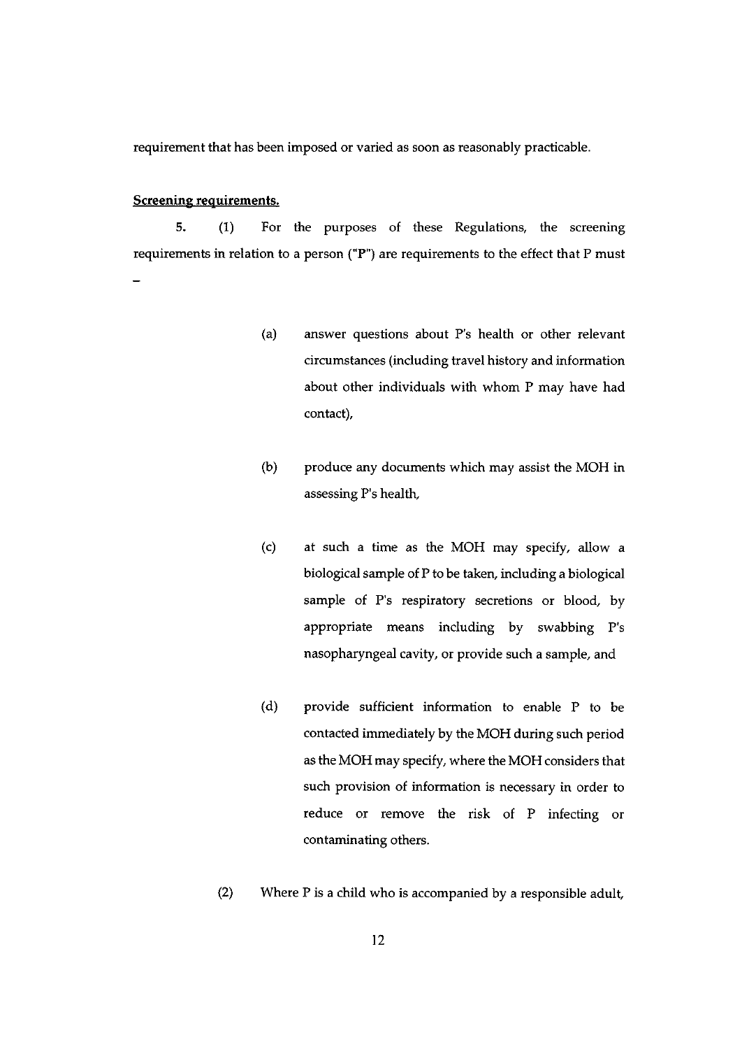requirement that has been imposed or varied as soon as reasonably practicable.

**Screening requirements.**

5. (1) For the purposes of these Regulations, the screening requirements in relation to a person ("P") are requirements to the effect that P must –

(a) answer questions about P's health or other relevant circumstances (including travel history and information about other individuals with whom P may have had contact),

(b) produce any documents which may assist the MOH in assessing P's health,

(c) at such a time as the MOH may specify, allow a biological sample of P to be taken, including a biological sample of P's respiratory secretions or blood, by appropriate means including by swabbing P's nasopharyngeal cavity, or provide such a sample, and

(d) provide sufficient information to enable P to be contacted immediately by the MOH during such period as the MOH may specify, where the MOH considers that such provision of information is necessary in order to reduce or remove the risk of P infecting or contaminating others.

(2) Where P is a child who is accompanied by a responsible adult,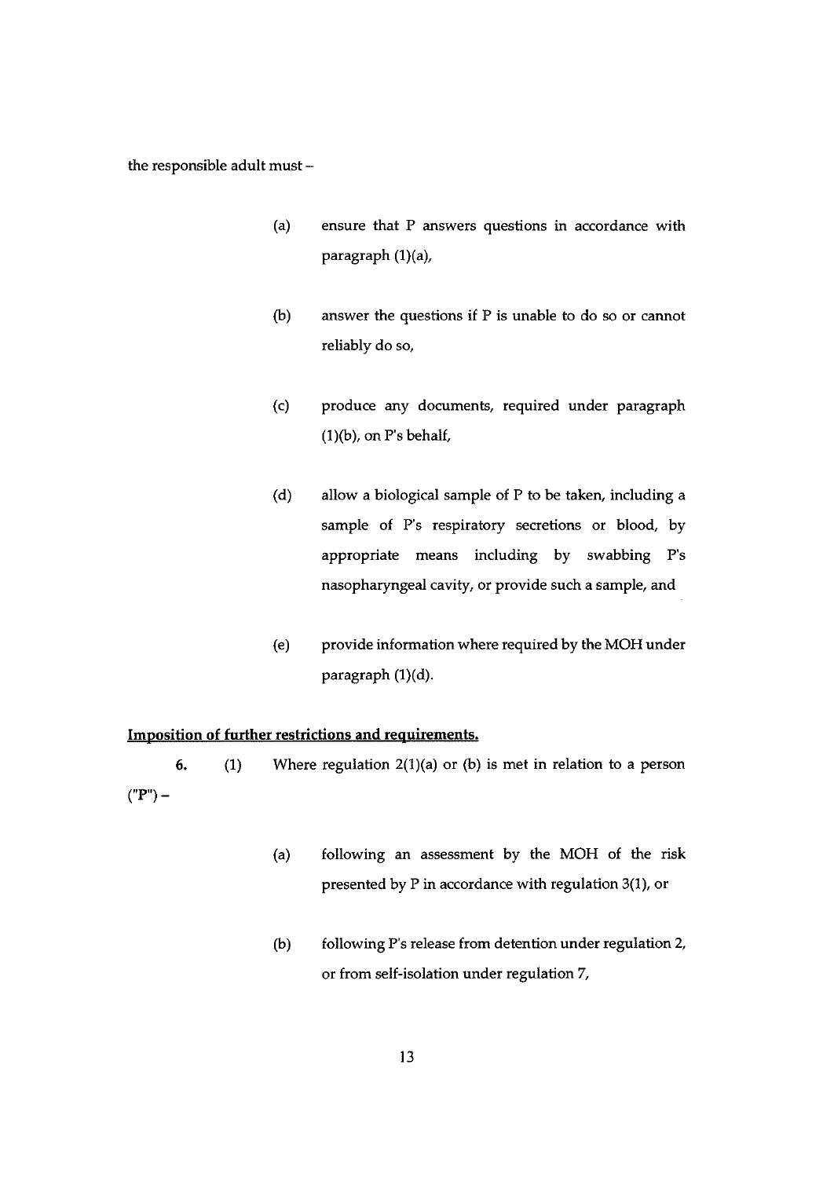the responsible adult must –

(a) ensure that P answers questions in accordance with paragraph (1)(a),

(b) answer the questions if P is unable to do so or cannot reliably do so,

(c) produce any documents, required under paragraph (1)(b), on P's behalf,

(d) allow a biological sample of P to be taken, including a sample of P's respiratory secretions or blood, by appropriate means including by swabbing P's nasopharyngeal cavity, or provide such a sample, and

(e) provide information where required by the MOH under paragraph (1)(d).

**Imposition of further restrictions and requirements.**

6. (1) Where regulation 2(1)(a) or (b) is met in relation to a person ("P") –

(a) following an assessment by the MOH of the risk presented by P in accordance with regulation 3(1), or

(b) following P's release from detention under regulation 2, or from self-isolation under regulation 7,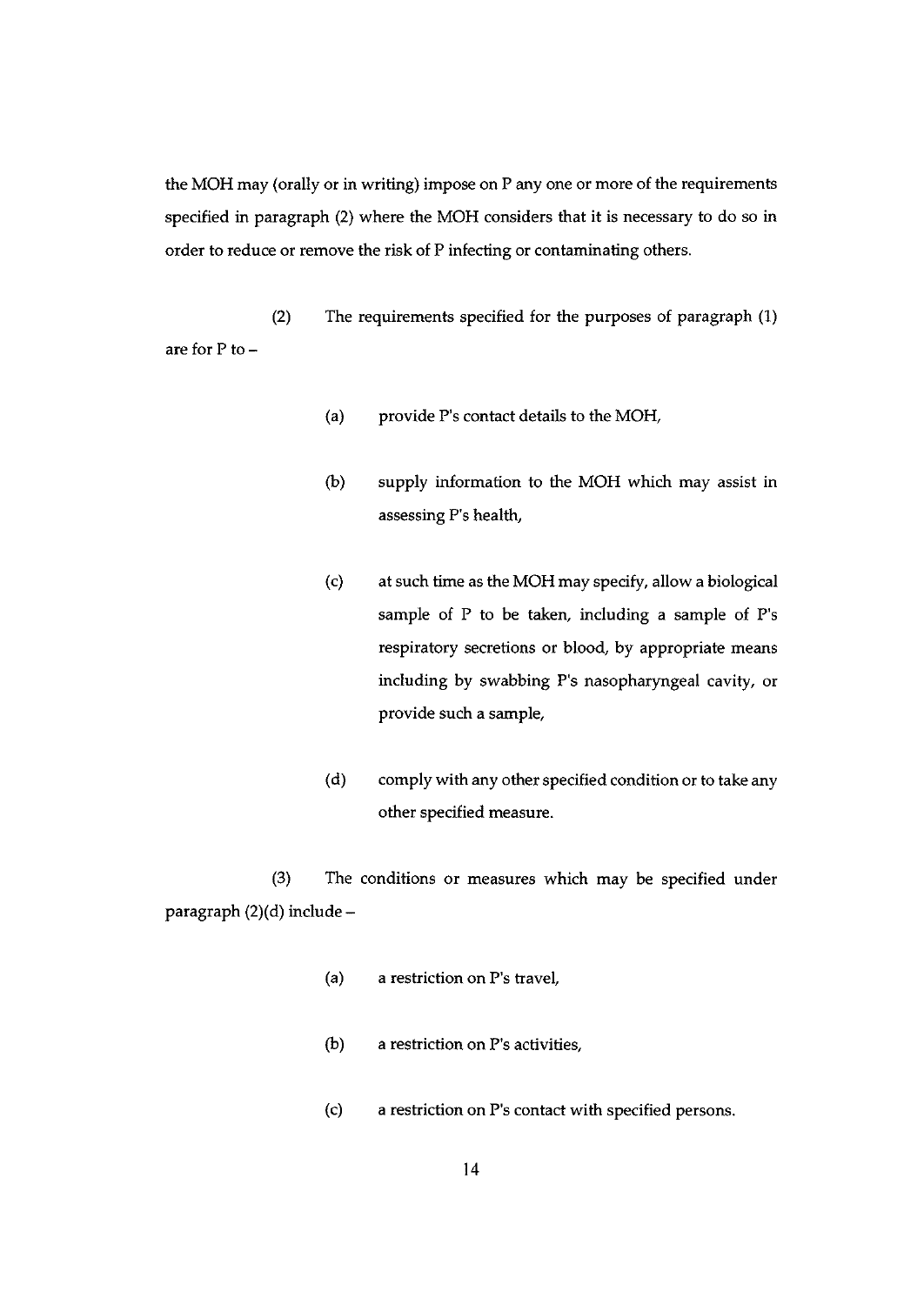the MOH may (orally or in writing) impose on P any one or more of the requirements specified in paragraph (2) where the MOH considers that it is necessary to do so in order to reduce or remove the risk of P infecting or contaminating others.

(2) The requirements specified for the purposes of paragraph (1) are for P to –

(a) provide P's contact details to the MOH,

(b) supply information to the MOH which may assist in assessing P's health,

(c) at such time as the MOH may specify, allow a biological sample of P to be taken, including a sample of P's respiratory secretions or blood, by appropriate means including by swabbing P's nasopharyngeal cavity, or provide such a sample,

(d) comply with any other specified condition or to take any other specified measure.

(3) The conditions or measures which may be specified under paragraph (2)(d) include –

(a) a restriction on P's travel,

(b) a restriction on P's activities,

(c) a restriction on P's contact with specified persons.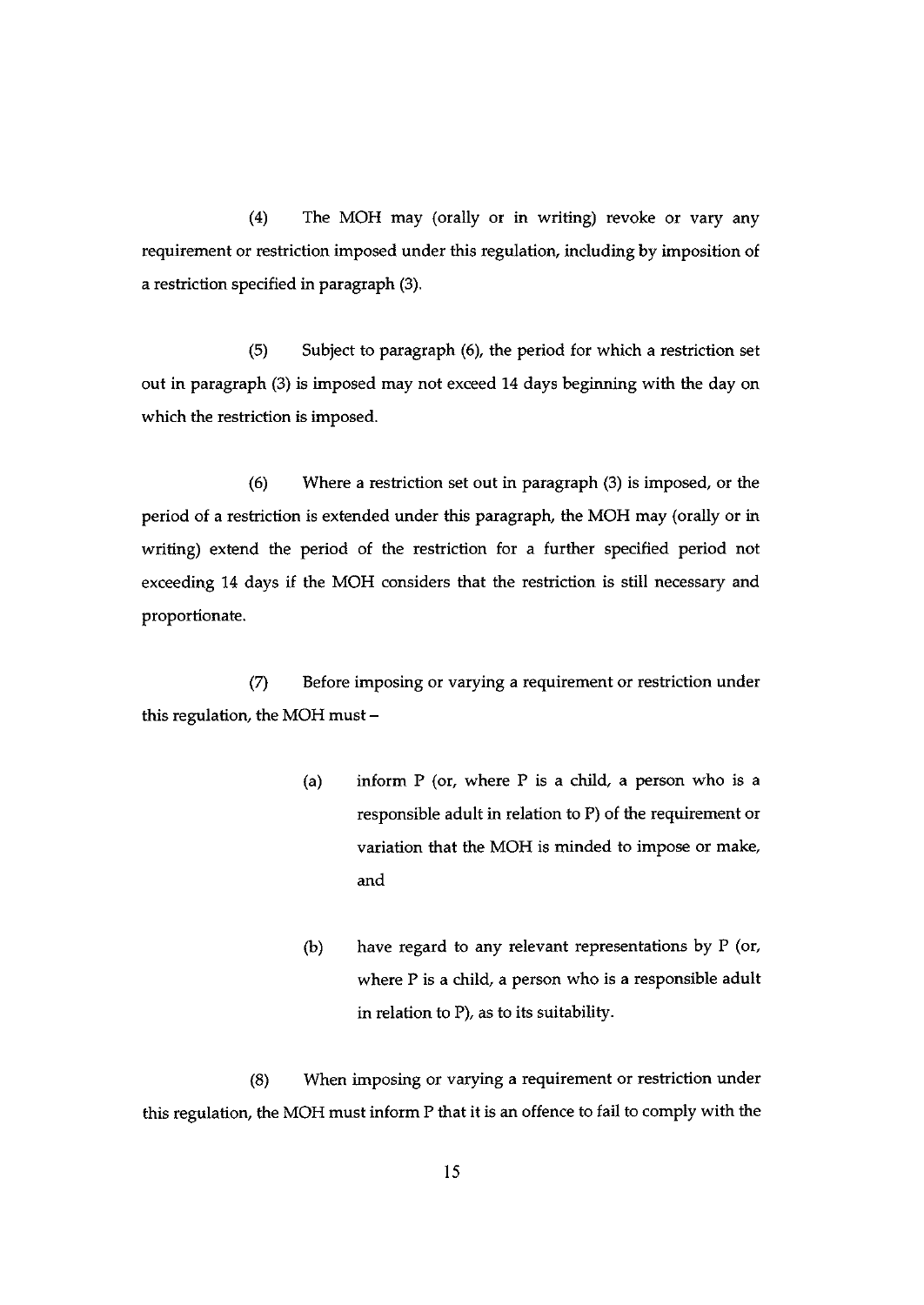(4) The MOH may (orally or in writing) revoke or vary any requirement or restriction imposed under this regulation, including by imposition of a restriction specified in paragraph (3).

(5) Subject to paragraph (6), the period for which a restriction set out in paragraph (3) is imposed may not exceed 14 days beginning with the day on which the restriction is imposed.

(6) Where a restriction set out in paragraph (3) is imposed, or the period of a restriction is extended under this paragraph, the MOH may (orally or in writing) extend the period of the restriction for a further specified period not exceeding 14 days if the MOH considers that the restriction is still necessary and proportionate.

(7) Before imposing or varying a requirement or restriction under this regulation, the MOH must –

> (a) inform P (or, where P is a child, a person who is a responsible adult in relation to P) of the requirement or variation that the MOH is minded to impose or make, and
>
> (b) have regard to any relevant representations by P (or, where P is a child, a person who is a responsible adult in relation to P), as to its suitability.

(8) When imposing or varying a requirement or restriction under this regulation, the MOH must inform P that it is an offence to fail to comply with the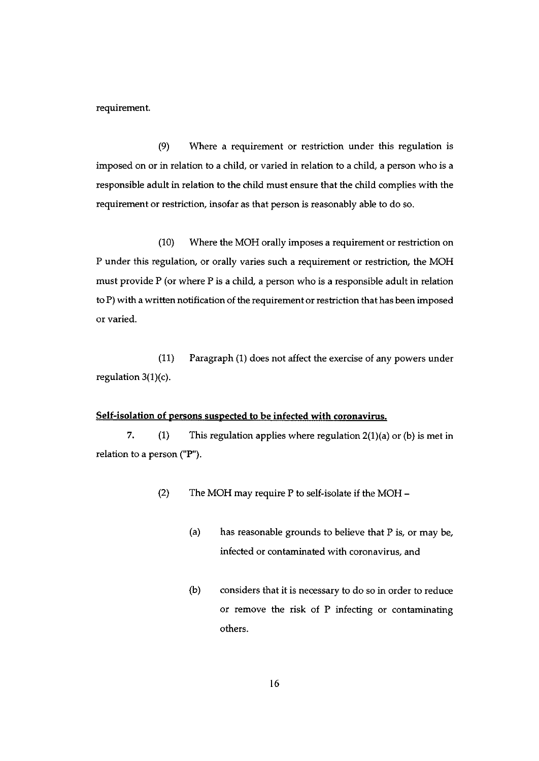requirement.

(9) Where a requirement or restriction under this regulation is imposed on or in relation to a child, or varied in relation to a child, a person who is a responsible adult in relation to the child must ensure that the child complies with the requirement or restriction, insofar as that person is reasonably able to do so.

(10) Where the MOH orally imposes a requirement or restriction on P under this regulation, or orally varies such a requirement or restriction, the MOH must provide P (or where P is a child, a person who is a responsible adult in relation to P) with a written notification of the requirement or restriction that has been imposed or varied.

(11) Paragraph (1) does not affect the exercise of any powers under regulation 3(1)(c).

**Self-isolation of persons suspected to be infected with coronavirus.**

7. (1) This regulation applies where regulation 2(1)(a) or (b) is met in relation to a person ("P").

(2) The MOH may require P to self-isolate if the MOH –

(a) has reasonable grounds to believe that P is, or may be, infected or contaminated with coronavirus, and

(b) considers that it is necessary to do so in order to reduce or remove the risk of P infecting or contaminating others.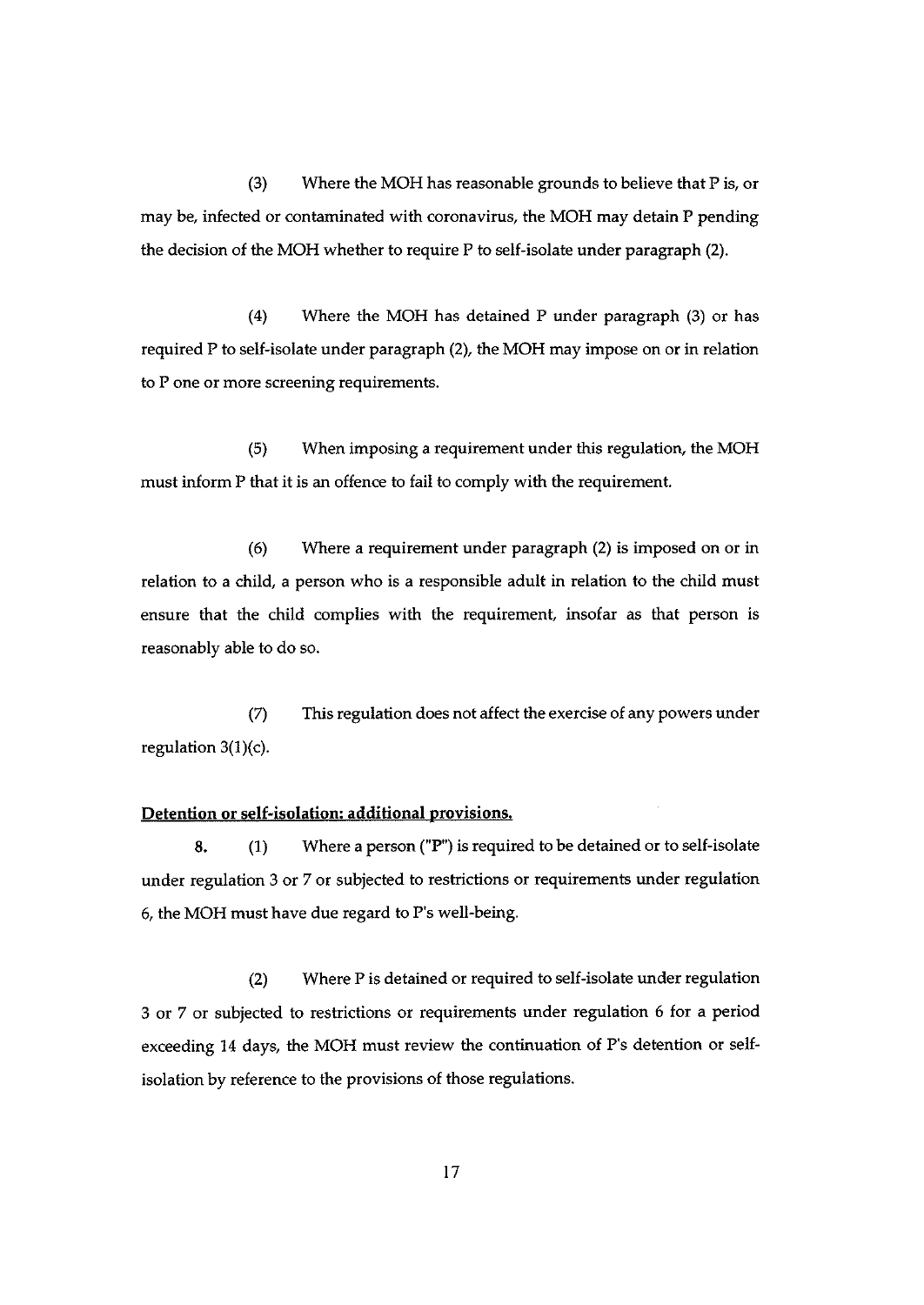(3) Where the MOH has reasonable grounds to believe that P is, or may be, infected or contaminated with coronavirus, the MOH may detain P pending the decision of the MOH whether to require P to self-isolate under paragraph (2).

(4) Where the MOH has detained P under paragraph (3) or has required P to self-isolate under paragraph (2), the MOH may impose on or in relation to P one or more screening requirements.

(5) When imposing a requirement under this regulation, the MOH must inform P that it is an offence to fail to comply with the requirement.

(6) Where a requirement under paragraph (2) is imposed on or in relation to a child, a person who is a responsible adult in relation to the child must ensure that the child complies with the requirement, insofar as that person is reasonably able to do so.

(7) This regulation does not affect the exercise of any powers under regulation 3(1)(c).

**Detention or self-isolation: additional provisions.**

**8.** (1) Where a person (**"P"**) is required to be detained or to self-isolate under regulation 3 or 7 or subjected to restrictions or requirements under regulation 6, the MOH must have due regard to P's well-being.

(2) Where P is detained or required to self-isolate under regulation 3 or 7 or subjected to restrictions or requirements under regulation 6 for a period exceeding 14 days, the MOH must review the continuation of P's detention or self-isolation by reference to the provisions of those regulations.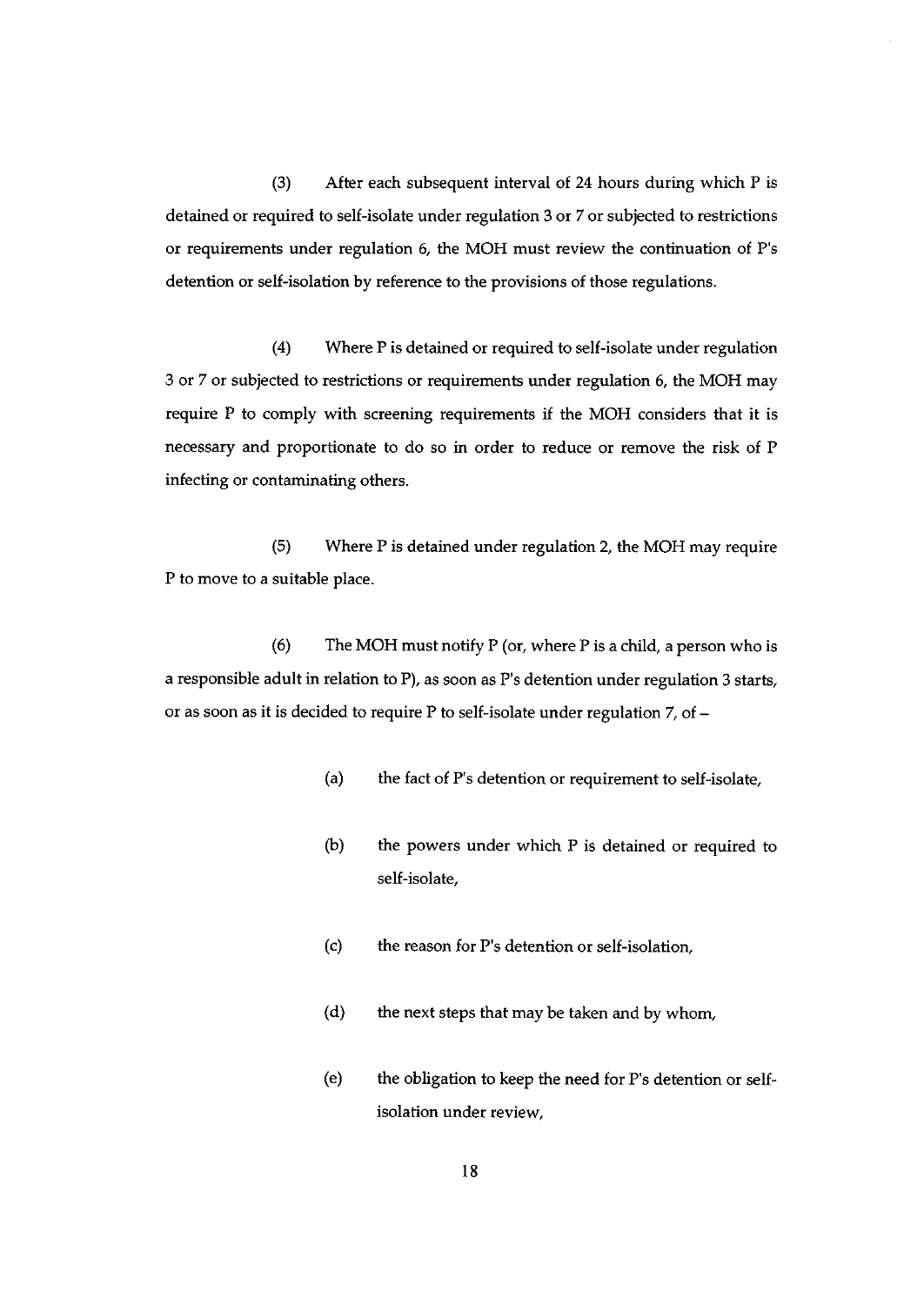(3) After each subsequent interval of 24 hours during which P is detained or required to self-isolate under regulation 3 or 7 or subjected to restrictions or requirements under regulation 6, the MOH must review the continuation of P's detention or self-isolation by reference to the provisions of those regulations.

(4) Where P is detained or required to self-isolate under regulation 3 or 7 or subjected to restrictions or requirements under regulation 6, the MOH may require P to comply with screening requirements if the MOH considers that it is necessary and proportionate to do so in order to reduce or remove the risk of P infecting or contaminating others.

(5) Where P is detained under regulation 2, the MOH may require P to move to a suitable place.

(6) The MOH must notify P (or, where P is a child, a person who is a responsible adult in relation to P), as soon as P's detention under regulation 3 starts, or as soon as it is decided to require P to self-isolate under regulation 7, of –

(a) the fact of P's detention or requirement to self-isolate,

(b) the powers under which P is detained or required to self-isolate,

(c) the reason for P's detention or self-isolation,

(d) the next steps that may be taken and by whom,

(e) the obligation to keep the need for P's detention or self-isolation under review,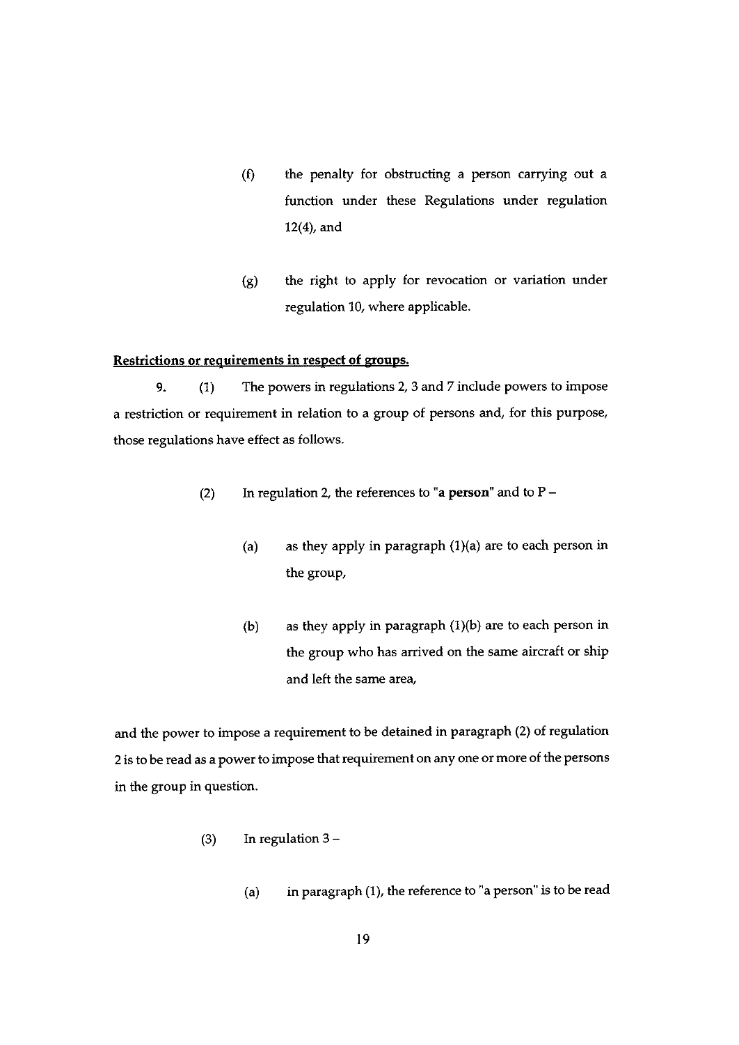(f) the penalty for obstructing a person carrying out a function under these Regulations under regulation 12(4), and

(g) the right to apply for revocation or variation under regulation 10, where applicable.

**Restrictions or requirements in respect of groups.**

9. (1) The powers in regulations 2, 3 and 7 include powers to impose a restriction or requirement in relation to a group of persons and, for this purpose, those regulations have effect as follows.

(2) In regulation 2, the references to "**a person**" and to P –

(a) as they apply in paragraph (1)(a) are to each person in the group,

(b) as they apply in paragraph (1)(b) are to each person in the group who has arrived on the same aircraft or ship and left the same area,

and the power to impose a requirement to be detained in paragraph (2) of regulation 2 is to be read as a power to impose that requirement on any one or more of the persons in the group in question.

(3) In regulation 3 –

(a) in paragraph (1), the reference to "a person" is to be read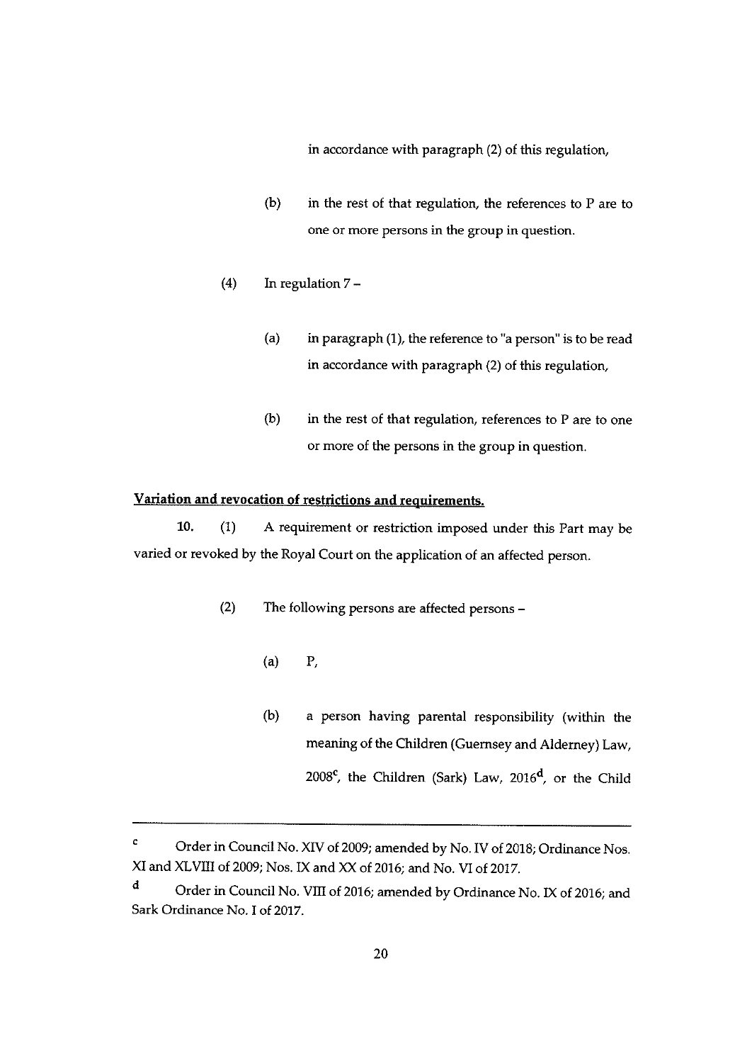in accordance with paragraph (2) of this regulation,

(b) in the rest of that regulation, the references to P are to one or more persons in the group in question.

(4) In regulation 7 –

(a) in paragraph (1), the reference to "a person" is to be read in accordance with paragraph (2) of this regulation,

(b) in the rest of that regulation, references to P are to one or more of the persons in the group in question.

**Variation and revocation of restrictions and requirements.**

**10.** (1) A requirement or restriction imposed under this Part may be varied or revoked by the Royal Court on the application of an affected person.

(2) The following persons are affected persons –

(a) P,

(b) a person having parental responsibility (within the meaning of the Children (Guernsey and Alderney) Law, 2008[c], the Children (Sark) Law, 2016[d], or the Child

---

[c] Order in Council No. XIV of 2009; amended by No. IV of 2018; Ordinance Nos. XI and XLVIII of 2009; Nos. IX and XX of 2016; and No. VI of 2017.

[d] Order in Council No. VIII of 2016; amended by Ordinance No. IX of 2016; and Sark Ordinance No. I of 2017.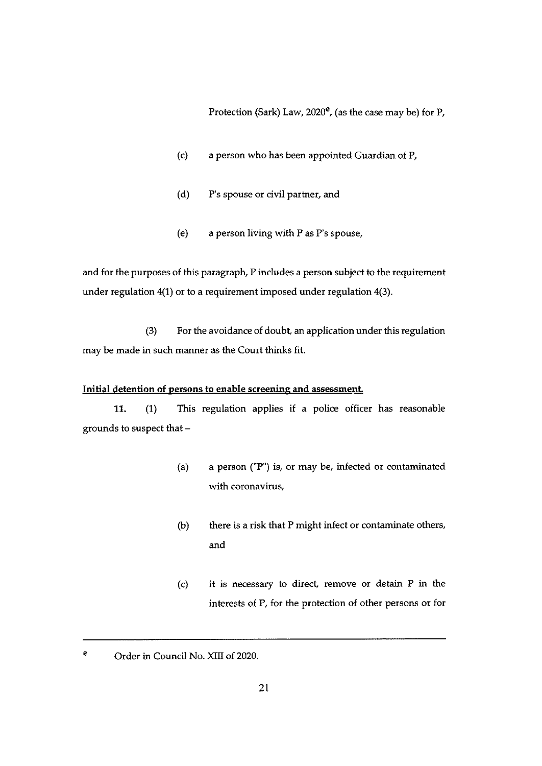Protection (Sark) Law, 2020[e], (as the case may be) for P,

(c) a person who has been appointed Guardian of P,

(d) P's spouse or civil partner, and

(e) a person living with P as P's spouse,

and for the purposes of this paragraph, P includes a person subject to the requirement under regulation 4(1) or to a requirement imposed under regulation 4(3).

(3) For the avoidance of doubt, an application under this regulation may be made in such manner as the Court thinks fit.

**Initial detention of persons to enable screening and assessment.**

**11.** (1) This regulation applies if a police officer has reasonable grounds to suspect that –

(a) a person ("P") is, or may be, infected or contaminated with coronavirus,

(b) there is a risk that P might infect or contaminate others, and

(c) it is necessary to direct, remove or detain P in the interests of P, for the protection of other persons or for

---

[e] Order in Council No. XIII of 2020.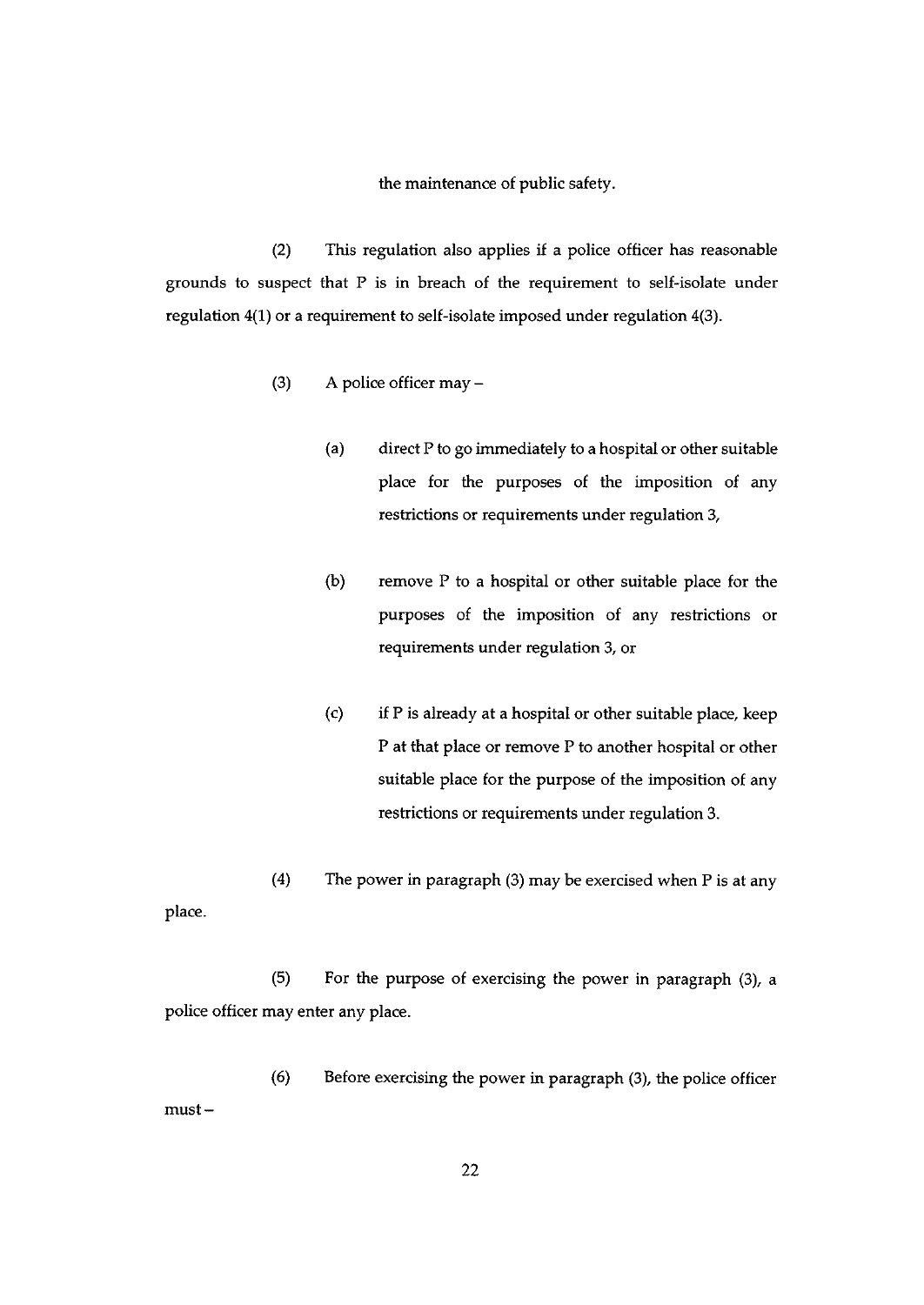the maintenance of public safety.

(2) This regulation also applies if a police officer has reasonable grounds to suspect that P is in breach of the requirement to self-isolate under regulation 4(1) or a requirement to self-isolate imposed under regulation 4(3).

(3) A police officer may –

(a) direct P to go immediately to a hospital or other suitable place for the purposes of the imposition of any restrictions or requirements under regulation 3,

(b) remove P to a hospital or other suitable place for the purposes of the imposition of any restrictions or requirements under regulation 3, or

(c) if P is already at a hospital or other suitable place, keep P at that place or remove P to another hospital or other suitable place for the purpose of the imposition of any restrictions or requirements under regulation 3.

(4) The power in paragraph (3) may be exercised when P is at any place.

(5) For the purpose of exercising the power in paragraph (3), a police officer may enter any place.

(6) Before exercising the power in paragraph (3), the police officer must –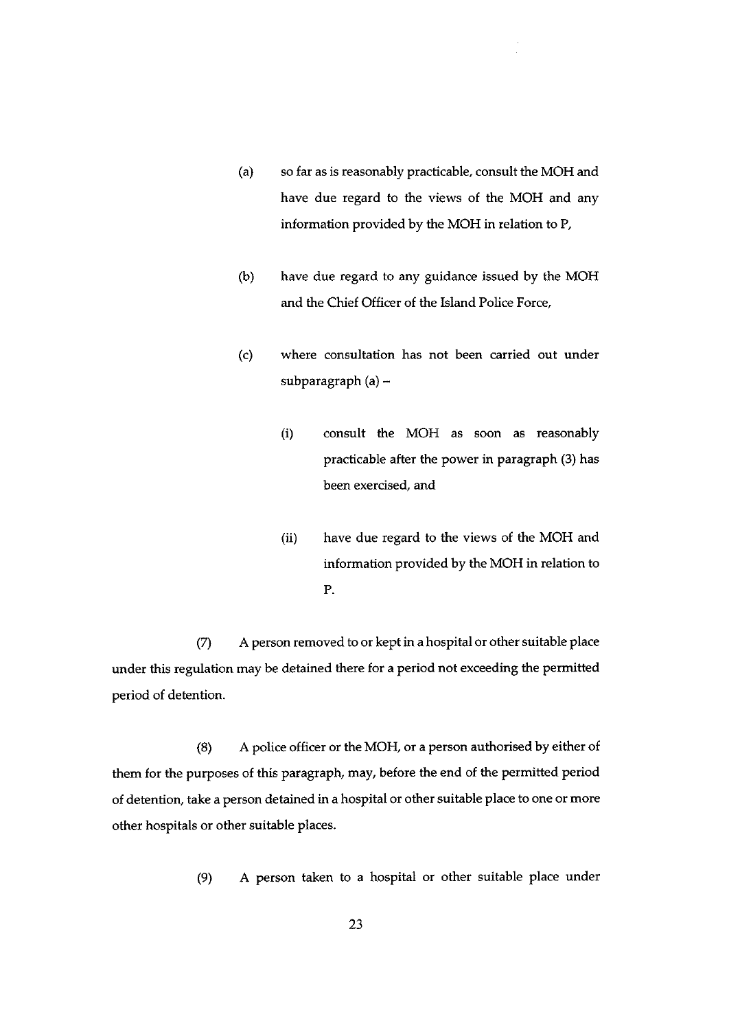(a) so far as is reasonably practicable, consult the MOH and have due regard to the views of the MOH and any information provided by the MOH in relation to P,

(b) have due regard to any guidance issued by the MOH and the Chief Officer of the Island Police Force,

(c) where consultation has not been carried out under subparagraph (a) –

  (i) consult the MOH as soon as reasonably practicable after the power in paragraph (3) has been exercised, and

  (ii) have due regard to the views of the MOH and information provided by the MOH in relation to P.

(7) A person removed to or kept in a hospital or other suitable place under this regulation may be detained there for a period not exceeding the permitted period of detention.

(8) A police officer or the MOH, or a person authorised by either of them for the purposes of this paragraph, may, before the end of the permitted period of detention, take a person detained in a hospital or other suitable place to one or more other hospitals or other suitable places.

(9) A person taken to a hospital or other suitable place under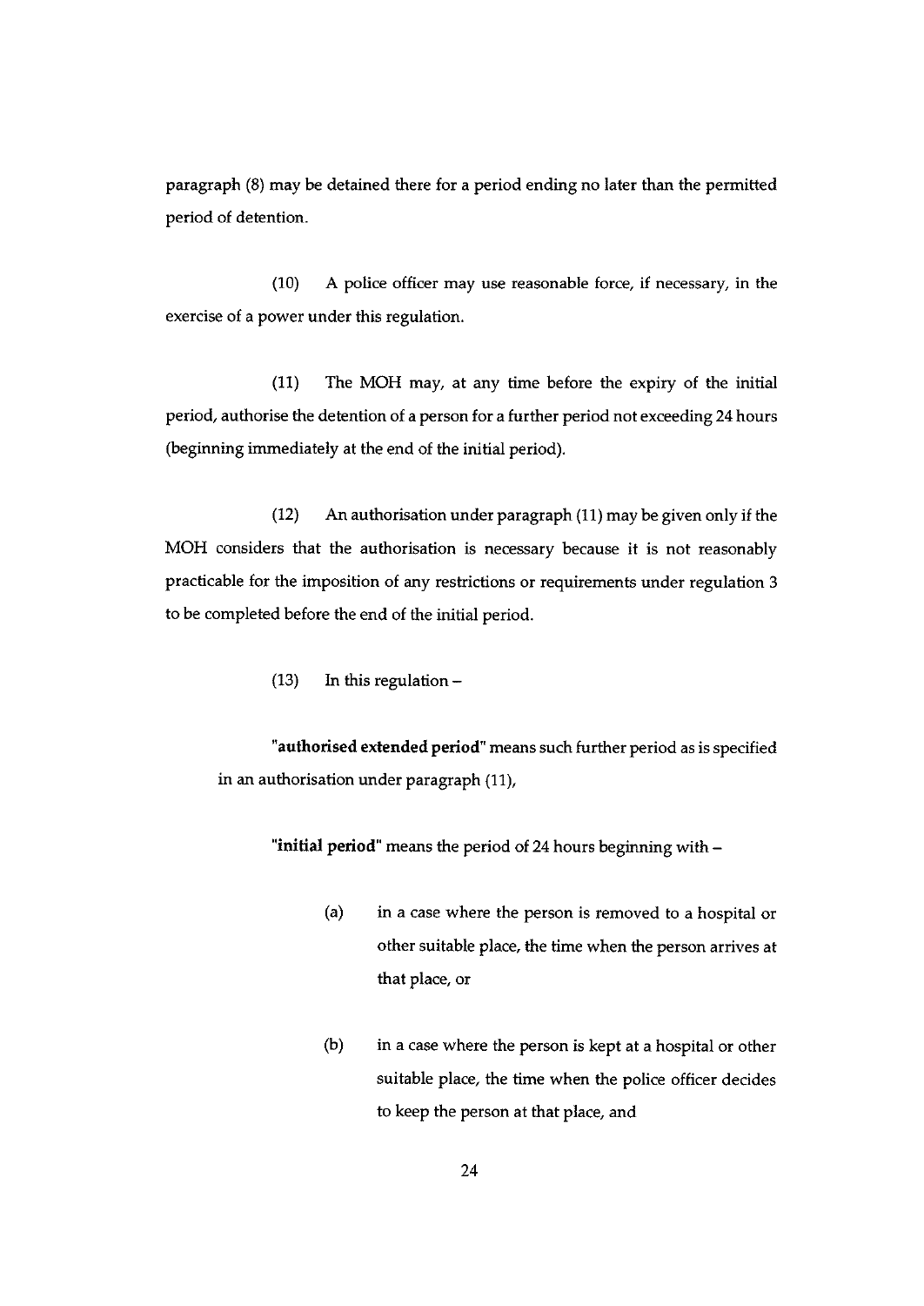paragraph (8) may be detained there for a period ending no later than the permitted period of detention.

(10) A police officer may use reasonable force, if necessary, in the exercise of a power under this regulation.

(11) The MOH may, at any time before the expiry of the initial period, authorise the detention of a person for a further period not exceeding 24 hours (beginning immediately at the end of the initial period).

(12) An authorisation under paragraph (11) may be given only if the MOH considers that the authorisation is necessary because it is not reasonably practicable for the imposition of any restrictions or requirements under regulation 3 to be completed before the end of the initial period.

(13) In this regulation –

**"authorised extended period"** means such further period as is specified in an authorisation under paragraph (11),

**"initial period"** means the period of 24 hours beginning with –

(a) in a case where the person is removed to a hospital or other suitable place, the time when the person arrives at that place, or

(b) in a case where the person is kept at a hospital or other suitable place, the time when the police officer decides to keep the person at that place, and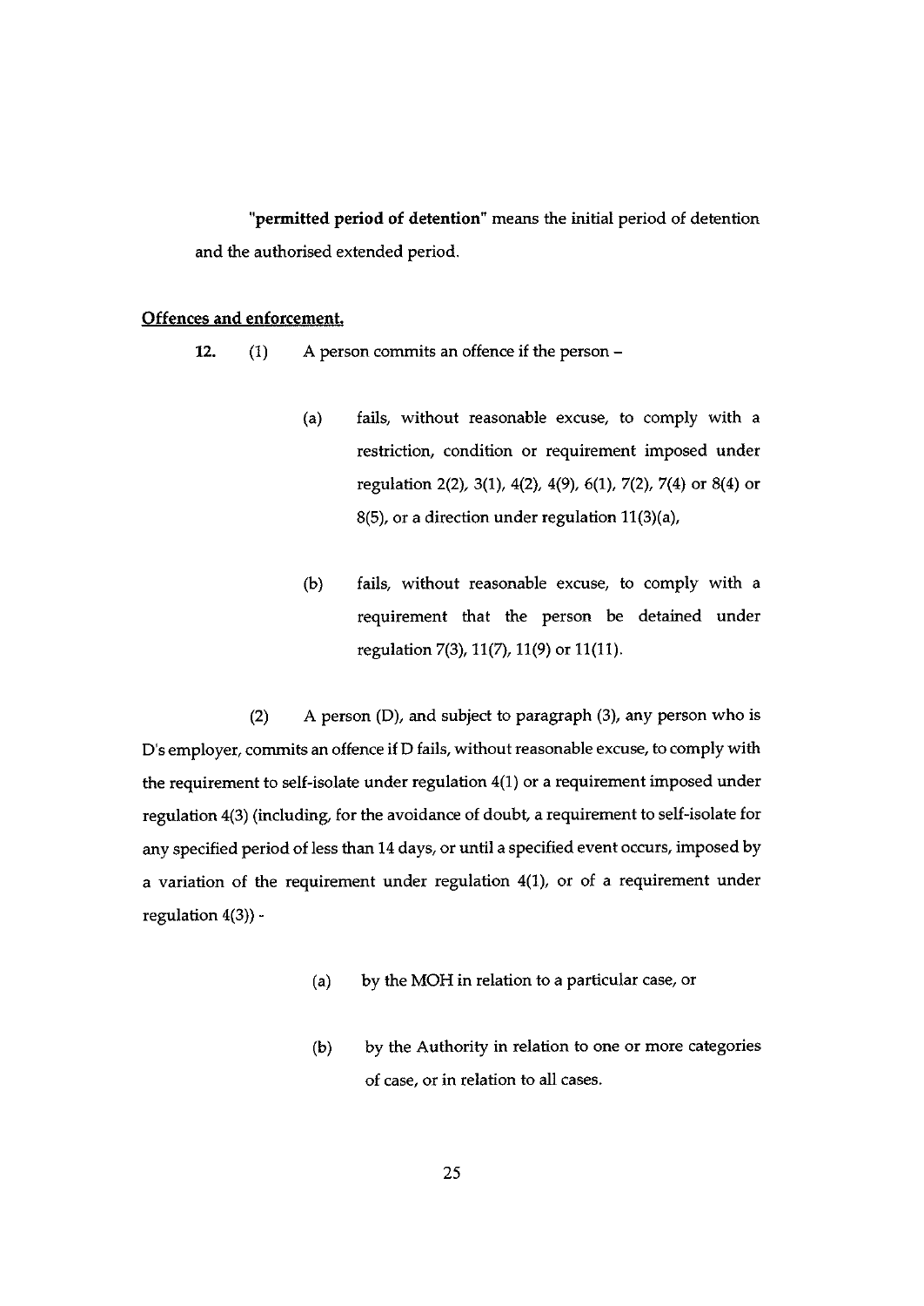**"permitted period of detention"** means the initial period of detention and the authorised extended period.

**Offences and enforcement.**

**12.** (1) A person commits an offence if the person –

(a) fails, without reasonable excuse, to comply with a restriction, condition or requirement imposed under regulation 2(2), 3(1), 4(2), 4(9), 6(1), 7(2), 7(4) or 8(4) or 8(5), or a direction under regulation 11(3)(a),

(b) fails, without reasonable excuse, to comply with a requirement that the person be detained under regulation 7(3), 11(7), 11(9) or 11(11).

(2) A person (D), and subject to paragraph (3), any person who is D's employer, commits an offence if D fails, without reasonable excuse, to comply with the requirement to self-isolate under regulation 4(1) or a requirement imposed under regulation 4(3) (including, for the avoidance of doubt, a requirement to self-isolate for any specified period of less than 14 days, or until a specified event occurs, imposed by a variation of the requirement under regulation 4(1), or of a requirement under regulation 4(3)) -

(a) by the MOH in relation to a particular case, or

(b) by the Authority in relation to one or more categories of case, or in relation to all cases.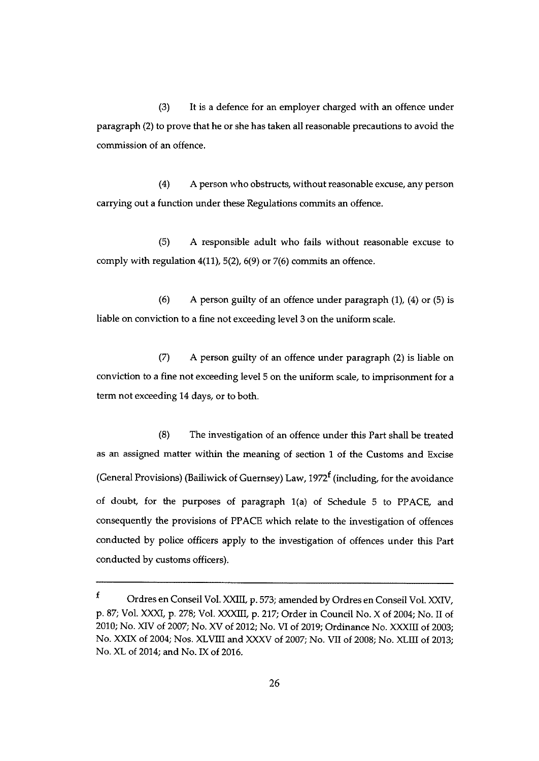(3) It is a defence for an employer charged with an offence under paragraph (2) to prove that he or she has taken all reasonable precautions to avoid the commission of an offence.

(4) A person who obstructs, without reasonable excuse, any person carrying out a function under these Regulations commits an offence.

(5) A responsible adult who fails without reasonable excuse to comply with regulation 4(11), 5(2), 6(9) or 7(6) commits an offence.

(6) A person guilty of an offence under paragraph (1), (4) or (5) is liable on conviction to a fine not exceeding level 3 on the uniform scale.

(7) A person guilty of an offence under paragraph (2) is liable on conviction to a fine not exceeding level 5 on the uniform scale, to imprisonment for a term not exceeding 14 days, or to both.

(8) The investigation of an offence under this Part shall be treated as an assigned matter within the meaning of section 1 of the Customs and Excise (General Provisions) (Bailiwick of Guernsey) Law, 1972[f] (including, for the avoidance of doubt, for the purposes of paragraph 1(a) of Schedule 5 to PPACE, and consequently the provisions of PPACE which relate to the investigation of offences conducted by police officers apply to the investigation of offences under this Part conducted by customs officers).

---

[f] Ordres en Conseil Vol. XXIII, p. 573; amended by Ordres en Conseil Vol. XXIV, p. 87; Vol. XXXI, p. 278; Vol. XXXIII, p. 217; Order in Council No. X of 2004; No. II of 2010; No. XIV of 2007; No. XV of 2012; No. VI of 2019; Ordinance No. XXXIII of 2003; No. XXIX of 2004; Nos. XLVIII and XXXV of 2007; No. VII of 2008; No. XLIII of 2013; No. XL of 2014; and No. IX of 2016.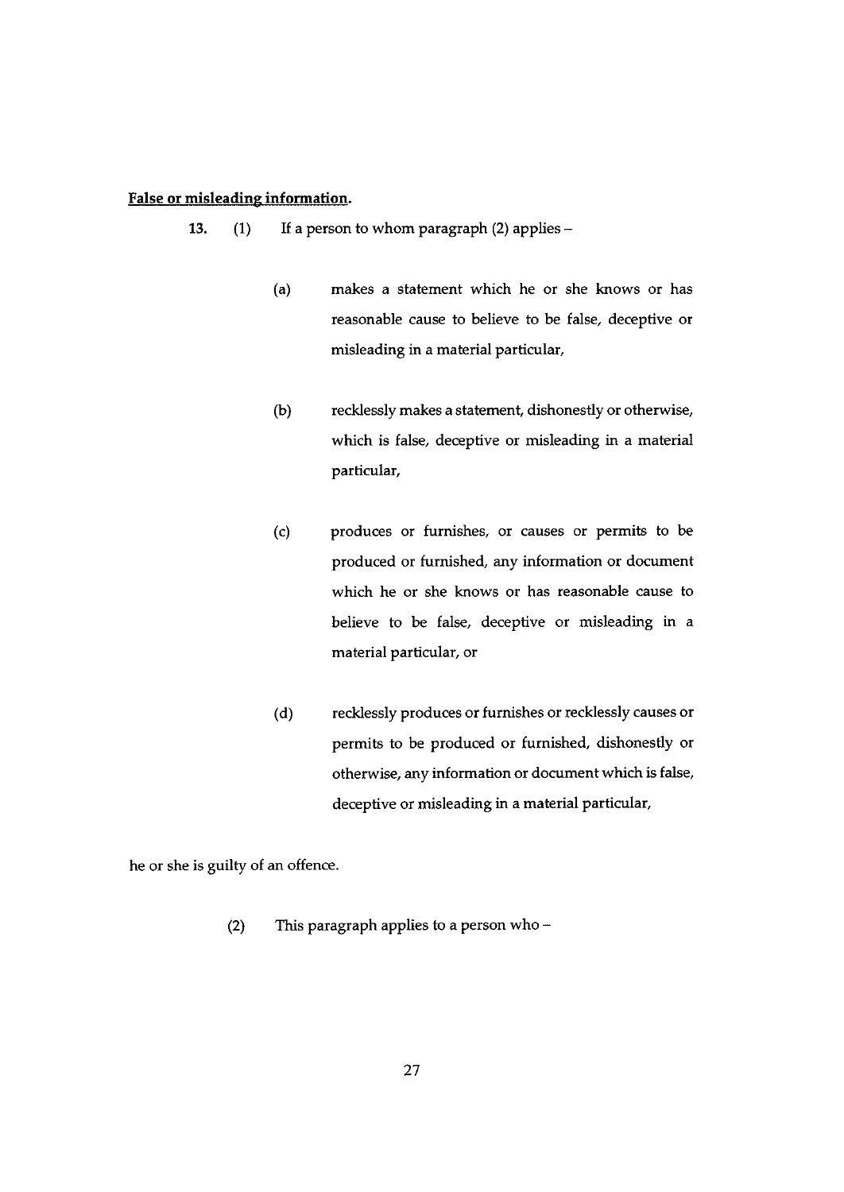**False or misleading information.**

**13.** (1) If a person to whom paragraph (2) applies –

(a) makes a statement which he or she knows or has reasonable cause to believe to be false, deceptive or misleading in a material particular,

(b) recklessly makes a statement, dishonestly or otherwise, which is false, deceptive or misleading in a material particular,

(c) produces or furnishes, or causes or permits to be produced or furnished, any information or document which he or she knows or has reasonable cause to believe to be false, deceptive or misleading in a material particular, or

(d) recklessly produces or furnishes or recklessly causes or permits to be produced or furnished, dishonestly or otherwise, any information or document which is false, deceptive or misleading in a material particular,

he or she is guilty of an offence.

(2) This paragraph applies to a person who –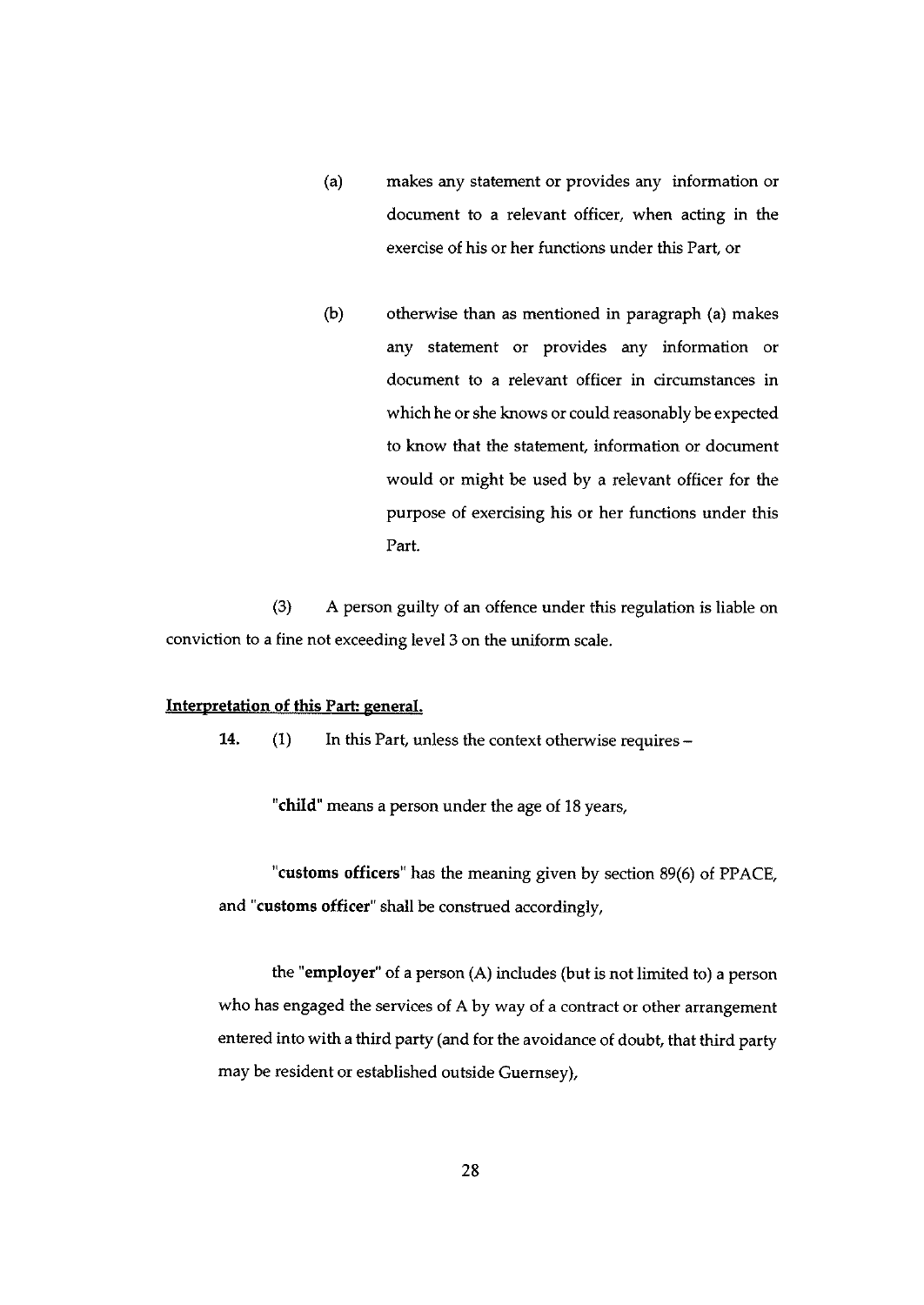(a) makes any statement or provides any information or document to a relevant officer, when acting in the exercise of his or her functions under this Part, or

(b) otherwise than as mentioned in paragraph (a) makes any statement or provides any information or document to a relevant officer in circumstances in which he or she knows or could reasonably be expected to know that the statement, information or document would or might be used by a relevant officer for the purpose of exercising his or her functions under this Part.

(3) A person guilty of an offence under this regulation is liable on conviction to a fine not exceeding level 3 on the uniform scale.

**Interpretation of this Part: general.**

**14.** (1) In this Part, unless the context otherwise requires –

"**child**" means a person under the age of 18 years,

"**customs officers**" has the meaning given by section 89(6) of PPACE, and "**customs officer**" shall be construed accordingly,

the "**employer**" of a person (A) includes (but is not limited to) a person who has engaged the services of A by way of a contract or other arrangement entered into with a third party (and for the avoidance of doubt, that third party may be resident or established outside Guernsey),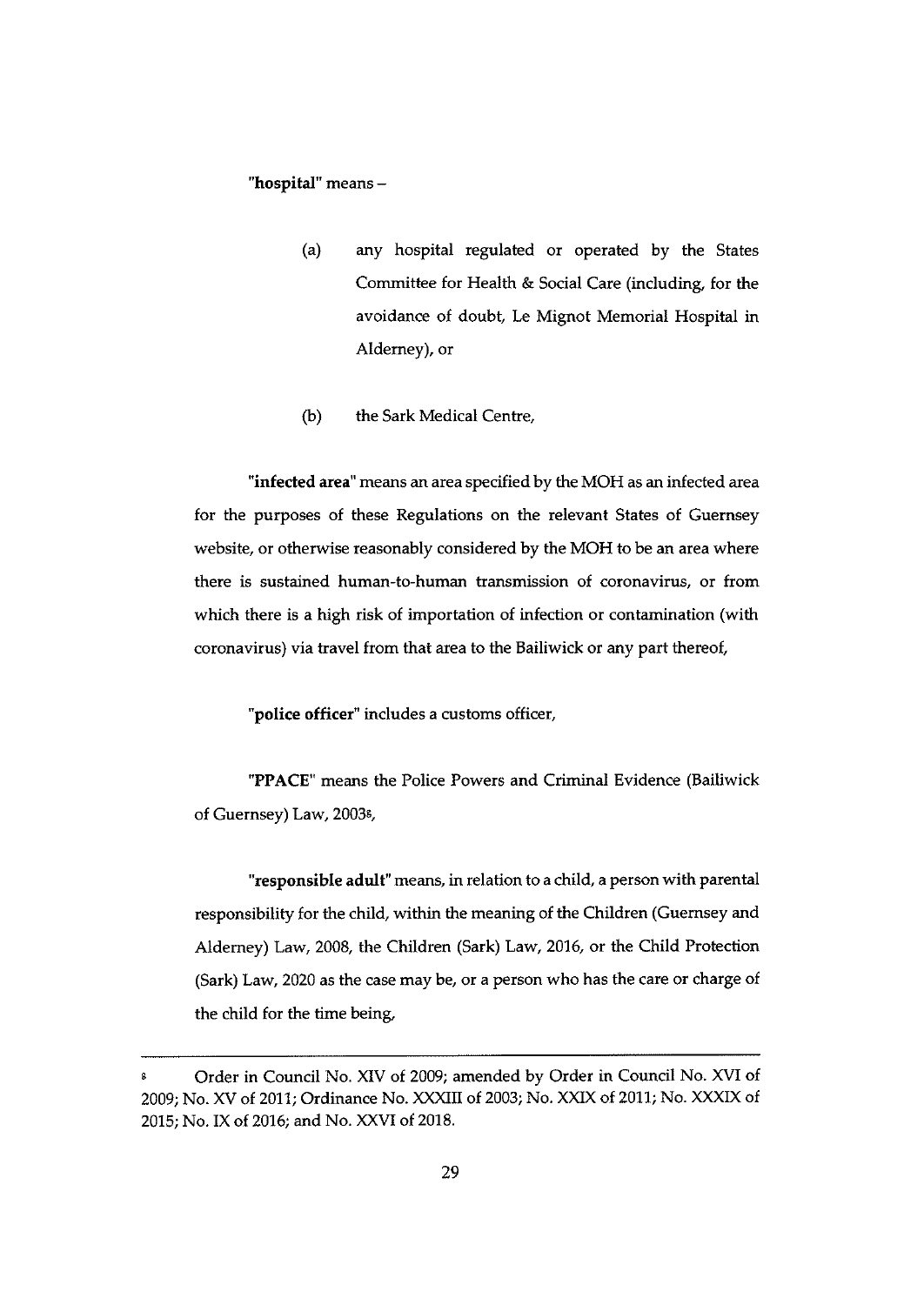**"hospital"** means –

(a) any hospital regulated or operated by the States Committee for Health & Social Care (including, for the avoidance of doubt, Le Mignot Memorial Hospital in Alderney), or

(b) the Sark Medical Centre,

**"infected area"** means an area specified by the MOH as an infected area for the purposes of these Regulations on the relevant States of Guernsey website, or otherwise reasonably considered by the MOH to be an area where there is sustained human-to-human transmission of coronavirus, or from which there is a high risk of importation of infection or contamination (with coronavirus) via travel from that area to the Bailiwick or any part thereof,

**"police officer"** includes a customs officer,

**"PPACE"** means the Police Powers and Criminal Evidence (Bailiwick of Guernsey) Law, 2003[8],

**"responsible adult"** means, in relation to a child, a person with parental responsibility for the child, within the meaning of the Children (Guernsey and Alderney) Law, 2008, the Children (Sark) Law, 2016, or the Child Protection (Sark) Law, 2020 as the case may be, or a person who has the care or charge of the child for the time being,

---

[8] Order in Council No. XIV of 2009; amended by Order in Council No. XVI of 2009; No. XV of 2011; Ordinance No. XXXIII of 2003; No. XXIX of 2011; No. XXXIX of 2015; No. IX of 2016; and No. XXVI of 2018.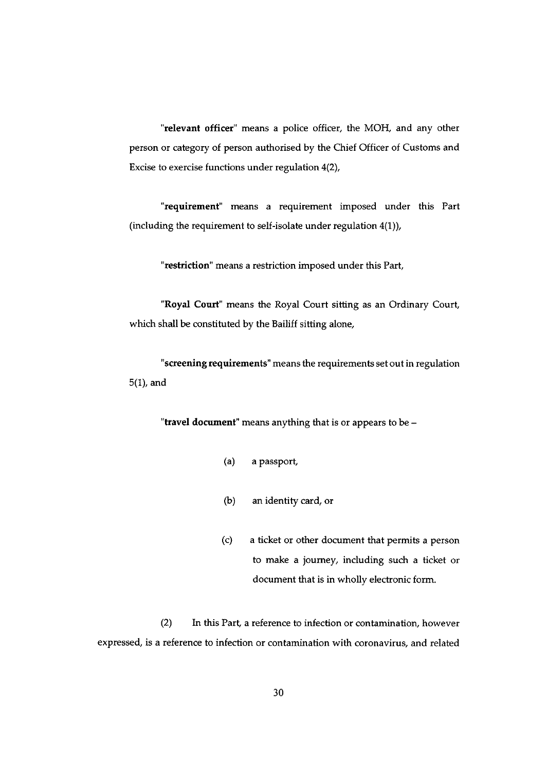"**relevant officer**" means a police officer, the MOH, and any other person or category of person authorised by the Chief Officer of Customs and Excise to exercise functions under regulation 4(2),

"**requirement**" means a requirement imposed under this Part (including the requirement to self-isolate under regulation 4(1)),

"**restriction**" means a restriction imposed under this Part,

"**Royal Court**" means the Royal Court sitting as an Ordinary Court, which shall be constituted by the Bailiff sitting alone,

"**screening requirements**" means the requirements set out in regulation 5(1), and

"**travel document**" means anything that is or appears to be –

(a) a passport,

(b) an identity card, or

(c) a ticket or other document that permits a person to make a journey, including such a ticket or document that is in wholly electronic form.

(2) In this Part, a reference to infection or contamination, however expressed, is a reference to infection or contamination with coronavirus, and related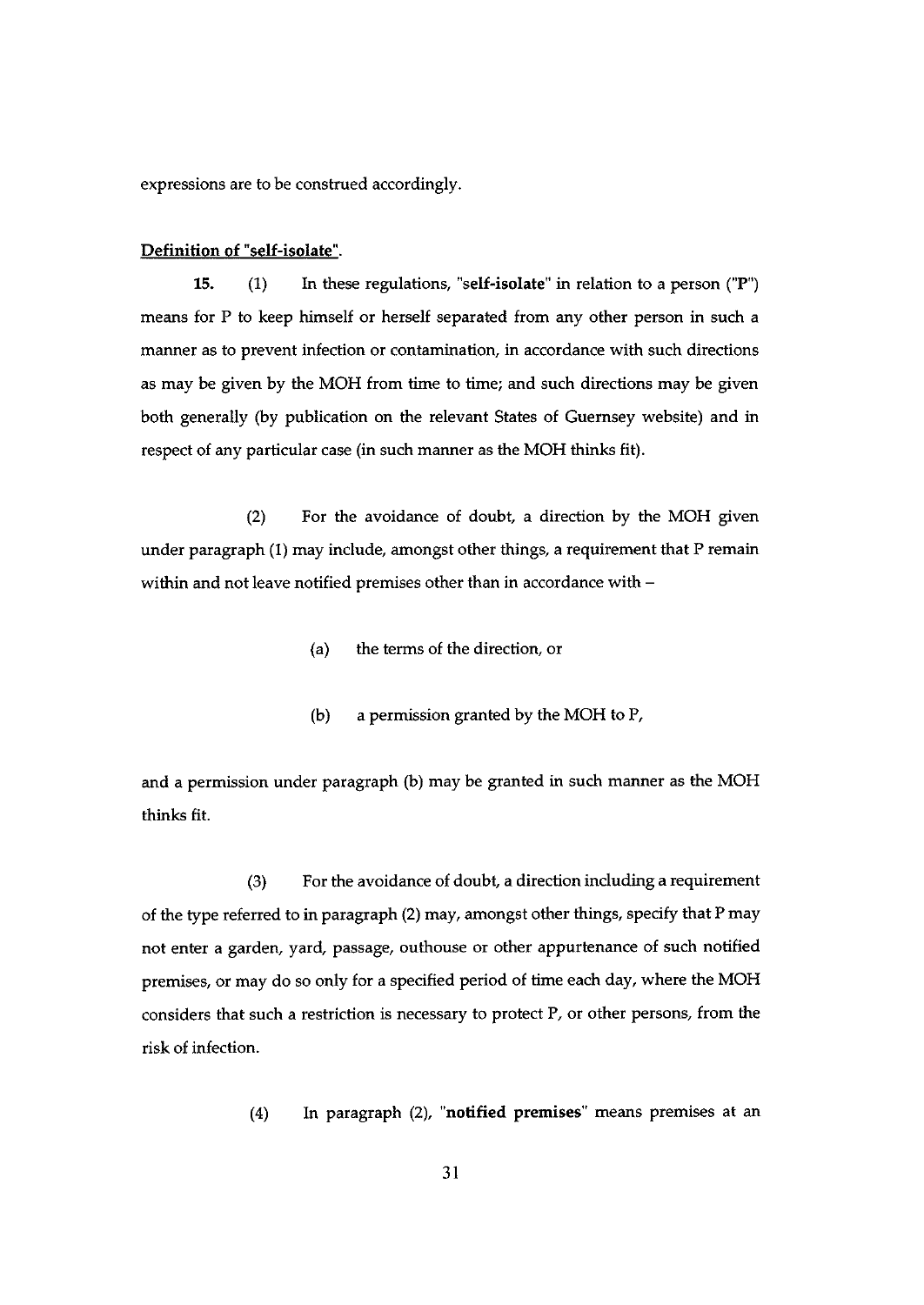expressions are to be construed accordingly.

**Definition of "self-isolate".**

**15.** (1) In these regulations, "**self-isolate**" in relation to a person ("**P**") means for P to keep himself or herself separated from any other person in such a manner as to prevent infection or contamination, in accordance with such directions as may be given by the MOH from time to time; and such directions may be given both generally (by publication on the relevant States of Guernsey website) and in respect of any particular case (in such manner as the MOH thinks fit).

(2) For the avoidance of doubt, a direction by the MOH given under paragraph (1) may include, amongst other things, a requirement that P remain within and not leave notified premises other than in accordance with –

(a) the terms of the direction, or

(b) a permission granted by the MOH to P,

and a permission under paragraph (b) may be granted in such manner as the MOH thinks fit.

(3) For the avoidance of doubt, a direction including a requirement of the type referred to in paragraph (2) may, amongst other things, specify that P may not enter a garden, yard, passage, outhouse or other appurtenance of such notified premises, or may do so only for a specified period of time each day, where the MOH considers that such a restriction is necessary to protect P, or other persons, from the risk of infection.

(4) In paragraph (2), "**notified premises**" means premises at an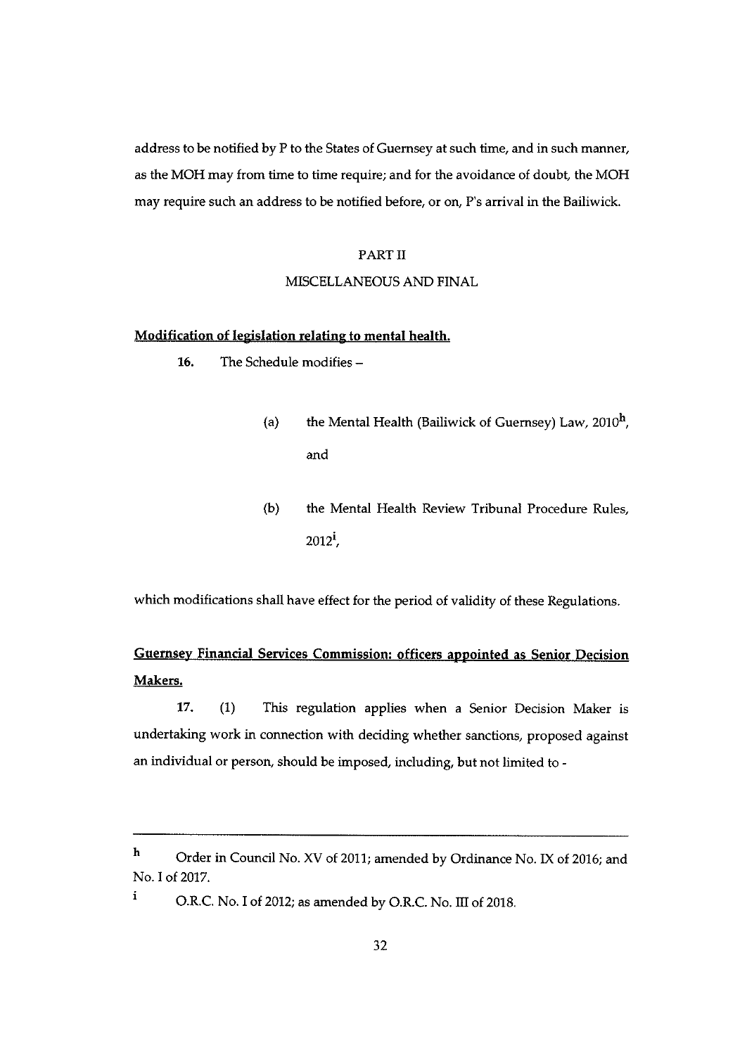address to be notified by P to the States of Guernsey at such time, and in such manner, as the MOH may from time to time require; and for the avoidance of doubt, the MOH may require such an address to be notified before, or on, P's arrival in the Bailiwick.

PART II

MISCELLANEOUS AND FINAL

**Modification of legislation relating to mental health.**

**16.** The Schedule modifies –

(a) the Mental Health (Bailiwick of Guernsey) Law, 2010[h], and

(b) the Mental Health Review Tribunal Procedure Rules, 2012[i],

which modifications shall have effect for the period of validity of these Regulations.

**Guernsey Financial Services Commission: officers appointed as Senior Decision Makers.**

**17.** (1) This regulation applies when a Senior Decision Maker is undertaking work in connection with deciding whether sanctions, proposed against an individual or person, should be imposed, including, but not limited to -

---

h Order in Council No. XV of 2011; amended by Ordinance No. IX of 2016; and No. I of 2017.

i O.R.C. No. I of 2012; as amended by O.R.C. No. III of 2018.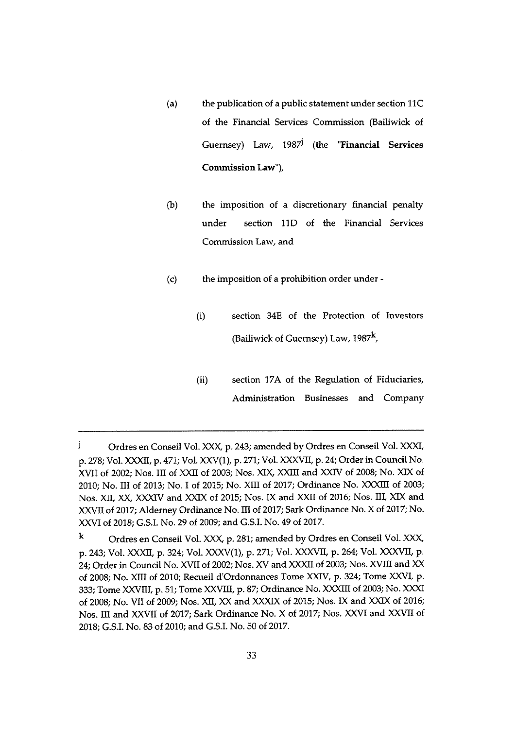(a) the publication of a public statement under section 11C of the Financial Services Commission (Bailiwick of Guernsey) Law, 1987[j] (the "**Financial Services Commission Law**"),

(b) the imposition of a discretionary financial penalty under section 11D of the Financial Services Commission Law, and

(c) the imposition of a prohibition order under -

  (i) section 34E of the Protection of Investors (Bailiwick of Guernsey) Law, 1987[k],

  (ii) section 17A of the Regulation of Fiduciaries, Administration Businesses and Company

---

[j] Ordres en Conseil Vol. XXX, p. 243; amended by Ordres en Conseil Vol. XXXI, p. 278; Vol. XXXII, p. 471; Vol. XXV(1), p. 271; Vol. XXXVII, p. 24; Order in Council No. XVII of 2002; Nos. III of XXII of 2003; Nos. XIX, XXIII and XXIV of 2008; No. XIX of 2010; No. III of 2013; No. I of 2015; No. XIII of 2017; Ordinance No. XXXIII of 2003; Nos. XII, XX, XXXIV and XXIX of 2015; Nos. IX and XXII of 2016; Nos. III, XIX and XXVII of 2017; Alderney Ordinance No. III of 2017; Sark Ordinance No. X of 2017; No. XXVI of 2018; G.S.I. No. 29 of 2009; and G.S.I. No. 49 of 2017.

[k] Ordres en Conseil Vol. XXX, p. 281; amended by Ordres en Conseil Vol. XXX, p. 243; Vol. XXXII, p. 324; Vol. XXXV(1), p. 271; Vol. XXXVII, p. 264; Vol. XXXVII, p. 24; Order in Council No. XVII of 2002; Nos. XV and XXXII of 2003; Nos. XVIII and XX of 2008; No. XIII of 2010; Recueil d'Ordonnances Tome XXIV, p. 324; Tome XXVI, p. 333; Tome XXVIII, p. 51; Tome XXVIII, p. 87; Ordinance No. XXXIII of 2003; No. XXXI of 2008; No. VII of 2009; Nos. XII, XX and XXXIX of 2015; Nos. IX and XXIX of 2016; Nos. III and XXVII of 2017; Sark Ordinance No. X of 2017; Nos. XXVI and XXVII of 2018; G.S.I. No. 83 of 2010; and G.S.I. No. 50 of 2017.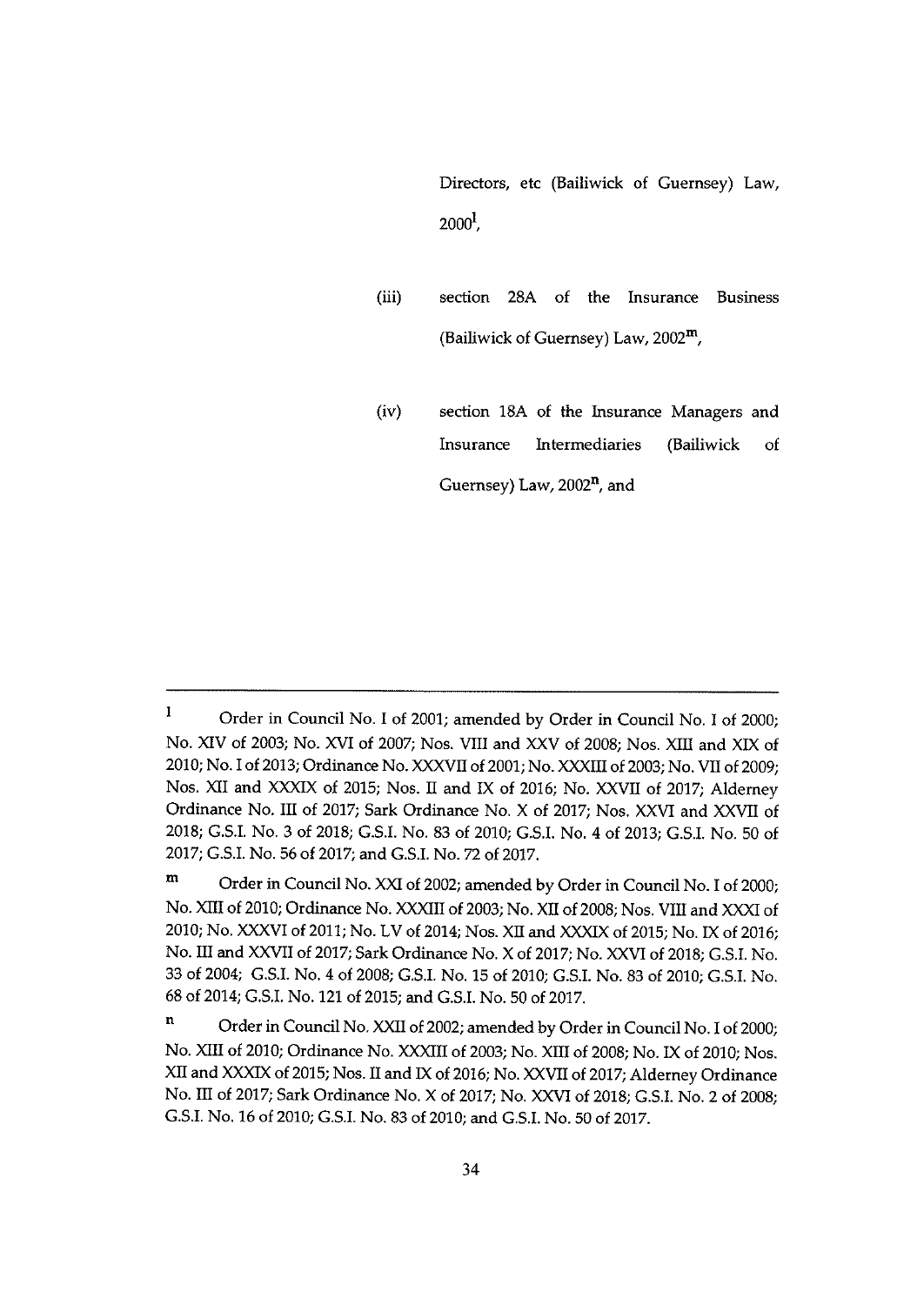Directors, etc (Bailiwick of Guernsey) Law, 2000[l],

(iii) section 28A of the Insurance Business (Bailiwick of Guernsey) Law, 2002[m],

(iv) section 18A of the Insurance Managers and Insurance Intermediaries (Bailiwick of Guernsey) Law, 2002[n], and

---

[l] Order in Council No. I of 2001; amended by Order in Council No. I of 2000; No. XIV of 2003; No. XVI of 2007; Nos. VIII and XXV of 2008; Nos. XIII and XIX of 2010; No. I of 2013; Ordinance No. XXXVII of 2001; No. XXXIII of 2003; No. VII of 2009; Nos. XII and XXXIX of 2015; Nos. II and IX of 2016; No. XXVII of 2017; Alderney Ordinance No. III of 2017; Sark Ordinance No. X of 2017; Nos. XXVI and XXVII of 2018; G.S.I. No. 3 of 2018; G.S.I. No. 83 of 2010; G.S.I. No. 4 of 2013; G.S.I. No. 50 of 2017; G.S.I. No. 56 of 2017; and G.S.I. No. 72 of 2017.

[m] Order in Council No. XXI of 2002; amended by Order in Council No. I of 2000; No. XIII of 2010; Ordinance No. XXXIII of 2003; No. XII of 2008; Nos. VIII and XXXI of 2010; No. XXXVI of 2011; No. LV of 2014; Nos. XII and XXXIX of 2015; No. IX of 2016; No. III and XXVII of 2017; Sark Ordinance No. X of 2017; No. XXVI of 2018; G.S.I. No. 33 of 2004; G.S.I. No. 4 of 2008; G.S.I. No. 15 of 2010; G.S.I. No. 83 of 2010; G.S.I. No. 68 of 2014; G.S.I. No. 121 of 2015; and G.S.I. No. 50 of 2017.

[n] Order in Council No. XXII of 2002; amended by Order in Council No. I of 2000; No. XIII of 2010; Ordinance No. XXXIII of 2003; No. XIII of 2008; No. IX of 2010; Nos. XII and XXXIX of 2015; Nos. II and IX of 2016; No. XXVII of 2017; Alderney Ordinance No. III of 2017; Sark Ordinance No. X of 2017; No. XXVI of 2018; G.S.I. No. 2 of 2008; G.S.I. No. 16 of 2010; G.S.I. No. 83 of 2010; and G.S.I. No. 50 of 2017.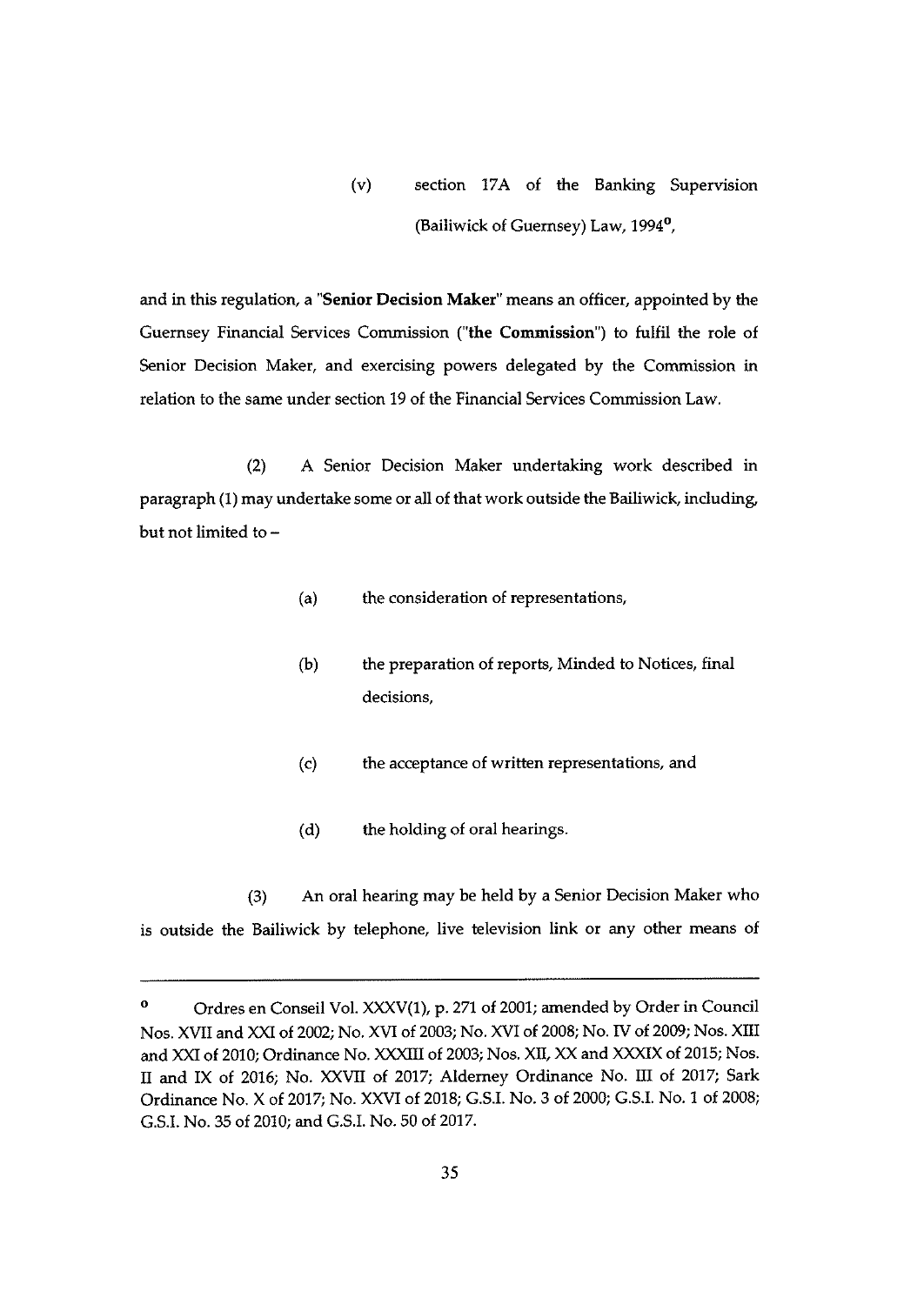(v) section 17A of the Banking Supervision (Bailiwick of Guernsey) Law, 1994[o],

and in this regulation, a "**Senior Decision Maker**" means an officer, appointed by the Guernsey Financial Services Commission ("**the Commission**") to fulfil the role of Senior Decision Maker, and exercising powers delegated by the Commission in relation to the same under section 19 of the Financial Services Commission Law.

(2) A Senior Decision Maker undertaking work described in paragraph (1) may undertake some or all of that work outside the Bailiwick, including, but not limited to –

(a) the consideration of representations,

(b) the preparation of reports, Minded to Notices, final decisions,

(c) the acceptance of written representations, and

(d) the holding of oral hearings.

(3) An oral hearing may be held by a Senior Decision Maker who is outside the Bailiwick by telephone, live television link or any other means of

---

[o] Ordres en Conseil Vol. XXXV(1), p. 271 of 2001; amended by Order in Council Nos. XVII and XXI of 2002; No. XVI of 2003; No. XVI of 2008; No. IV of 2009; Nos. XIII and XXI of 2010; Ordinance No. XXXIII of 2003; Nos. XII, XX and XXXIX of 2015; Nos. II and IX of 2016; No. XXVII of 2017; Alderney Ordinance No. III of 2017; Sark Ordinance No. X of 2017; No. XXVI of 2018; G.S.I. No. 3 of 2000; G.S.I. No. 1 of 2008; G.S.I. No. 35 of 2010; and G.S.I. No. 50 of 2017.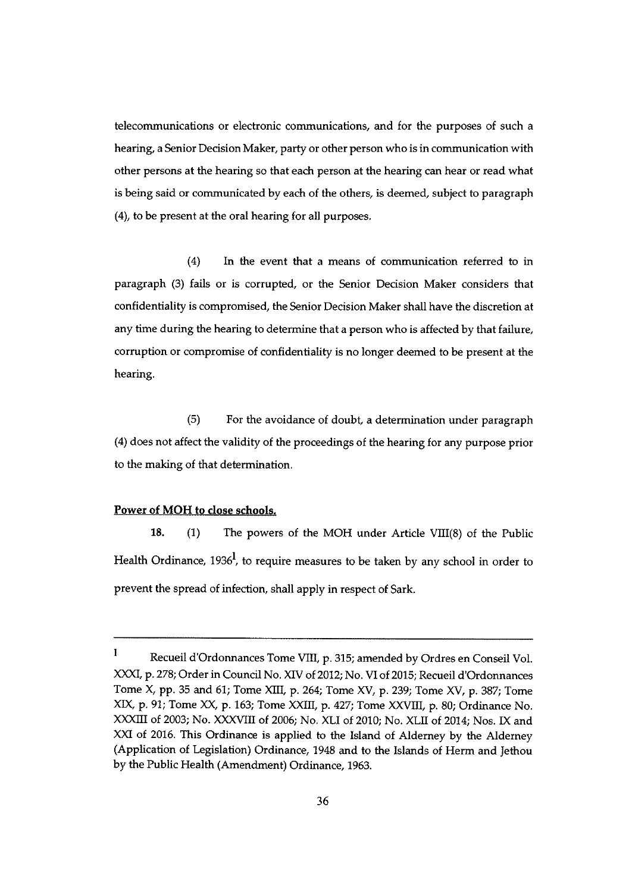telecommunications or electronic communications, and for the purposes of such a hearing, a Senior Decision Maker, party or other person who is in communication with other persons at the hearing so that each person at the hearing can hear or read what is being said or communicated by each of the others, is deemed, subject to paragraph (4), to be present at the oral hearing for all purposes.

(4) In the event that a means of communication referred to in paragraph (3) fails or is corrupted, or the Senior Decision Maker considers that confidentiality is compromised, the Senior Decision Maker shall have the discretion at any time during the hearing to determine that a person who is affected by that failure, corruption or compromise of confidentiality is no longer deemed to be present at the hearing.

(5) For the avoidance of doubt, a determination under paragraph (4) does not affect the validity of the proceedings of the hearing for any purpose prior to the making of that determination.

**Power of MOH to close schools.**

**18.** (1) The powers of the MOH under Article VIII(8) of the Public Health Ordinance, 1936[1], to require measures to be taken by any school in order to prevent the spread of infection, shall apply in respect of Sark.

---

[1] Recueil d'Ordonnances Tome VIII, p. 315; amended by Ordres en Conseil Vol. XXXI, p. 278; Order in Council No. XIV of 2012; No. VI of 2015; Recueil d'Ordonnances Tome X, pp. 35 and 61; Tome XIII, p. 264; Tome XV, p. 239; Tome XV, p. 387; Tome XIX, p. 91; Tome XX, p. 163; Tome XXIII, p. 427; Tome XXVIII, p. 80; Ordinance No. XXXIII of 2003; No. XXXVIII of 2006; No. XLI of 2010; No. XLII of 2014; Nos. IX and XXI of 2016. This Ordinance is applied to the Island of Alderney by the Alderney (Application of Legislation) Ordinance, 1948 and to the Islands of Herm and Jethou by the Public Health (Amendment) Ordinance, 1963.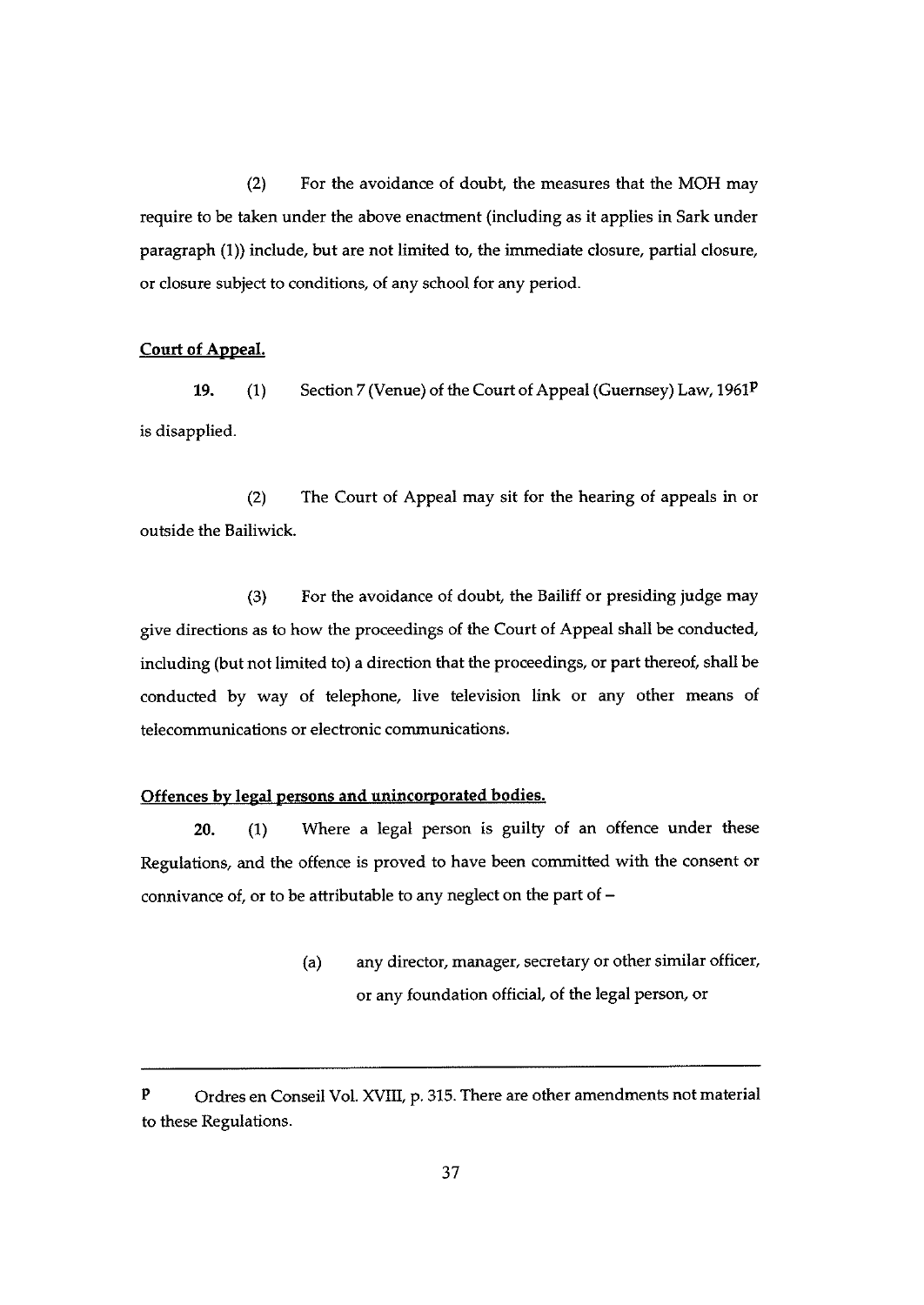(2) For the avoidance of doubt, the measures that the MOH may require to be taken under the above enactment (including as it applies in Sark under paragraph (1)) include, but are not limited to, the immediate closure, partial closure, or closure subject to conditions, of any school for any period.

**Court of Appeal.**

**19.** (1) Section 7 (Venue) of the Court of Appeal (Guernsey) Law, 1961[P] is disapplied.

(2) The Court of Appeal may sit for the hearing of appeals in or outside the Bailiwick.

(3) For the avoidance of doubt, the Bailiff or presiding judge may give directions as to how the proceedings of the Court of Appeal shall be conducted, including (but not limited to) a direction that the proceedings, or part thereof, shall be conducted by way of telephone, live television link or any other means of telecommunications or electronic communications.

**Offences by legal persons and unincorporated bodies.**

**20.** (1) Where a legal person is guilty of an offence under these Regulations, and the offence is proved to have been committed with the consent or connivance of, or to be attributable to any neglect on the part of –

(a) any director, manager, secretary or other similar officer, or any foundation official, of the legal person, or

---

P Ordres en Conseil Vol. XVIII, p. 315. There are other amendments not material to these Regulations.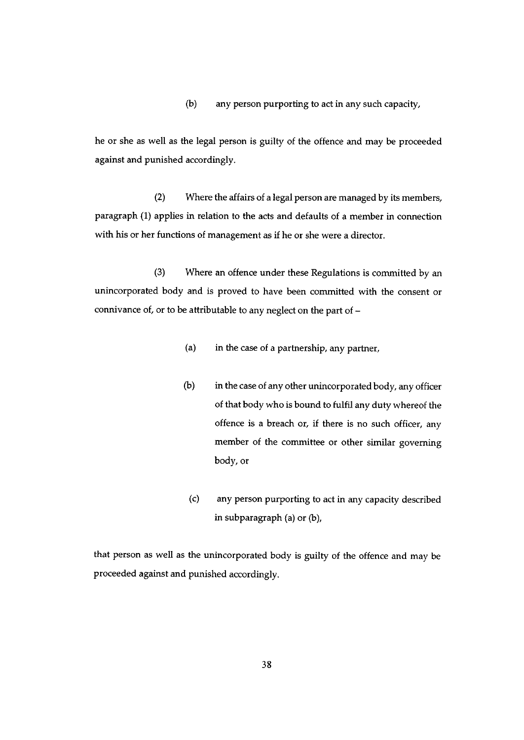(b) any person purporting to act in any such capacity,

he or she as well as the legal person is guilty of the offence and may be proceeded against and punished accordingly.

(2) Where the affairs of a legal person are managed by its members, paragraph (1) applies in relation to the acts and defaults of a member in connection with his or her functions of management as if he or she were a director.

(3) Where an offence under these Regulations is committed by an unincorporated body and is proved to have been committed with the consent or connivance of, or to be attributable to any neglect on the part of –

(a) in the case of a partnership, any partner,

(b) in the case of any other unincorporated body, any officer of that body who is bound to fulfil any duty whereof the offence is a breach or, if there is no such officer, any member of the committee or other similar governing body, or

(c) any person purporting to act in any capacity described in subparagraph (a) or (b),

that person as well as the unincorporated body is guilty of the offence and may be proceeded against and punished accordingly.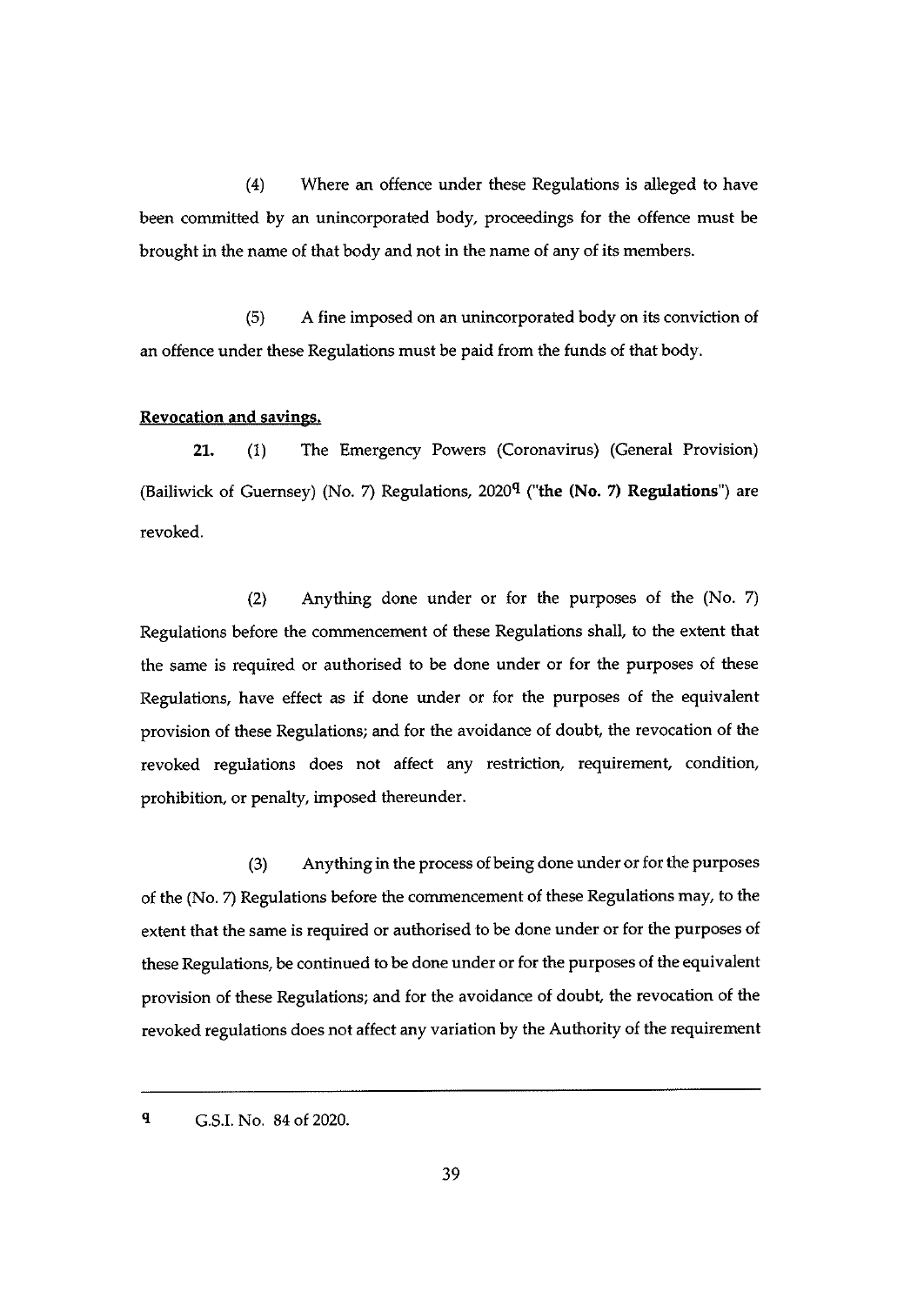(4) Where an offence under these Regulations is alleged to have been committed by an unincorporated body, proceedings for the offence must be brought in the name of that body and not in the name of any of its members.

(5) A fine imposed on an unincorporated body on its conviction of an offence under these Regulations must be paid from the funds of that body.

**Revocation and savings.**

**21.** (1) The Emergency Powers (Coronavirus) (General Provision) (Bailiwick of Guernsey) (No. 7) Regulations, 2020[q] ("**the (No. 7) Regulations**") are revoked.

(2) Anything done under or for the purposes of the (No. 7) Regulations before the commencement of these Regulations shall, to the extent that the same is required or authorised to be done under or for the purposes of these Regulations, have effect as if done under or for the purposes of the equivalent provision of these Regulations; and for the avoidance of doubt, the revocation of the revoked regulations does not affect any restriction, requirement, condition, prohibition, or penalty, imposed thereunder.

(3) Anything in the process of being done under or for the purposes of the (No. 7) Regulations before the commencement of these Regulations may, to the extent that the same is required or authorised to be done under or for the purposes of these Regulations, be continued to be done under or for the purposes of the equivalent provision of these Regulations; and for the avoidance of doubt, the revocation of the revoked regulations does not affect any variation by the Authority of the requirement

---

[q] G.S.I. No. 84 of 2020.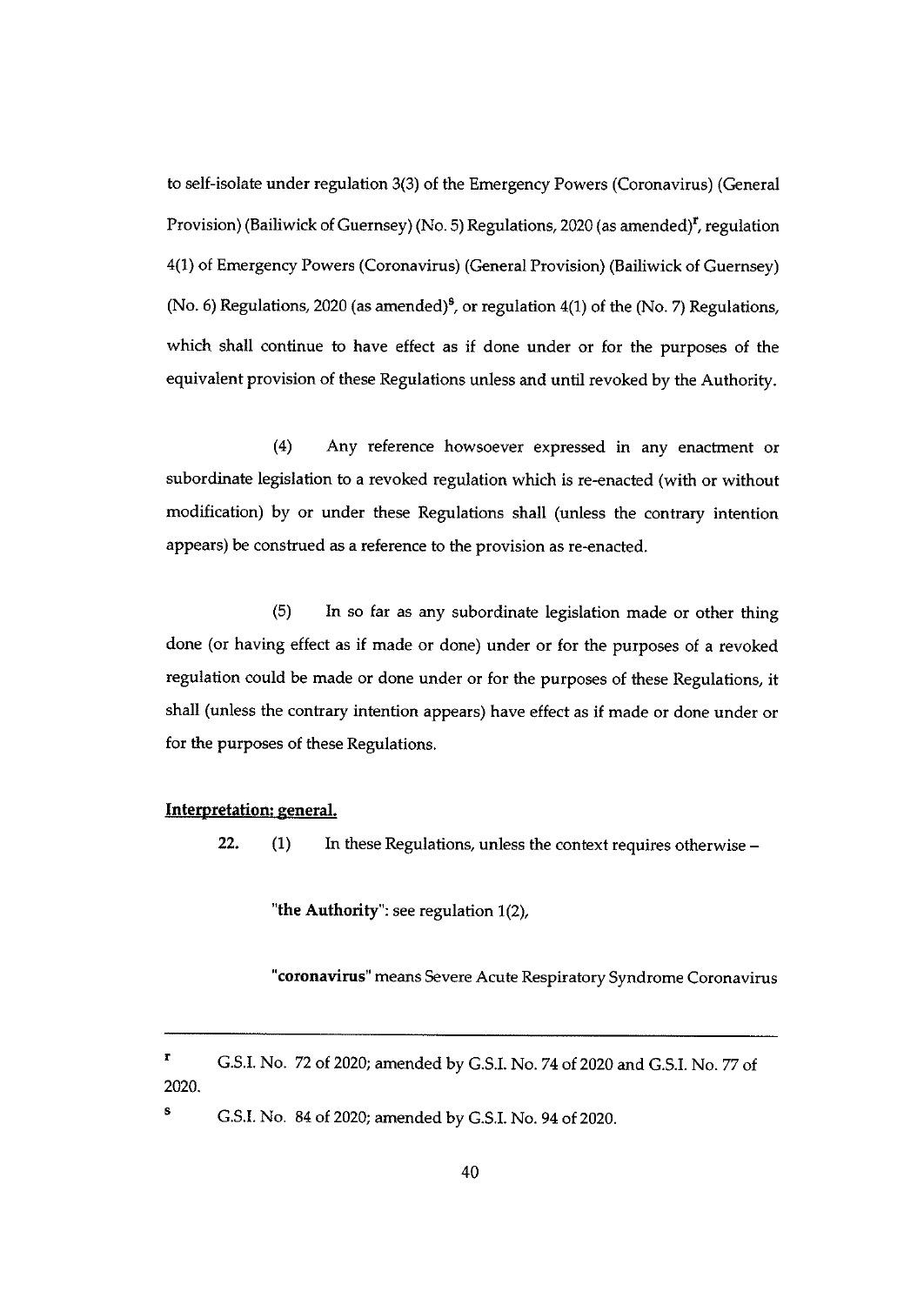to self-isolate under regulation 3(3) of the Emergency Powers (Coronavirus) (General Provision) (Bailiwick of Guernsey) (No. 5) Regulations, 2020 (as amended)[r], regulation 4(1) of Emergency Powers (Coronavirus) (General Provision) (Bailiwick of Guernsey) (No. 6) Regulations, 2020 (as amended)[s], or regulation 4(1) of the (No. 7) Regulations, which shall continue to have effect as if done under or for the purposes of the equivalent provision of these Regulations unless and until revoked by the Authority.

(4) Any reference howsoever expressed in any enactment or subordinate legislation to a revoked regulation which is re-enacted (with or without modification) by or under these Regulations shall (unless the contrary intention appears) be construed as a reference to the provision as re-enacted.

(5) In so far as any subordinate legislation made or other thing done (or having effect as if made or done) under or for the purposes of a revoked regulation could be made or done under or for the purposes of these Regulations, it shall (unless the contrary intention appears) have effect as if made or done under or for the purposes of these Regulations.

**Interpretation: general.**

**22.** (1) In these Regulations, unless the context requires otherwise –

"**the Authority**": see regulation 1(2),

"**coronavirus**" means Severe Acute Respiratory Syndrome Coronavirus

---

[r] G.S.I. No. 72 of 2020; amended by G.S.I. No. 74 of 2020 and G.S.I. No. 77 of 2020.

[s] G.S.I. No. 84 of 2020; amended by G.S.I. No. 94 of 2020.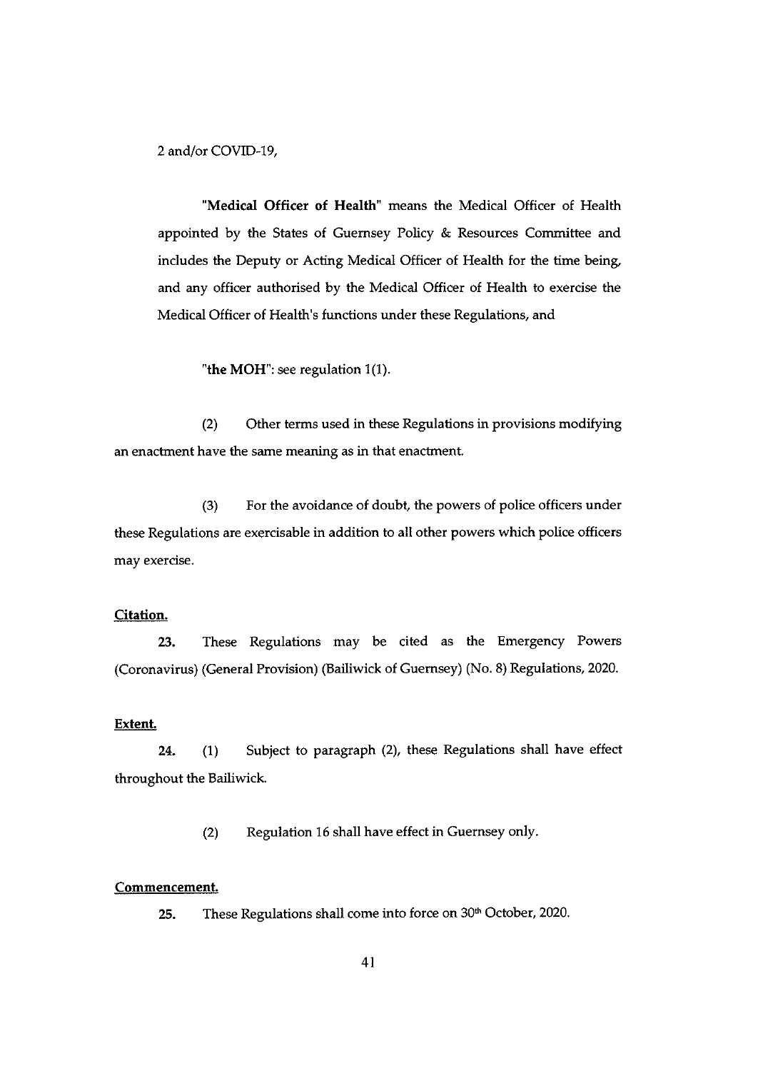2 and/or COVID-19,

**"Medical Officer of Health"** means the Medical Officer of Health appointed by the States of Guernsey Policy & Resources Committee and includes the Deputy or Acting Medical Officer of Health for the time being, and any officer authorised by the Medical Officer of Health to exercise the Medical Officer of Health's functions under these Regulations, and

**"the MOH"**: see regulation 1(1).

(2) Other terms used in these Regulations in provisions modifying an enactment have the same meaning as in that enactment.

(3) For the avoidance of doubt, the powers of police officers under these Regulations are exercisable in addition to all other powers which police officers may exercise.

**Citation.**

**23.** These Regulations may be cited as the Emergency Powers (Coronavirus) (General Provision) (Bailiwick of Guernsey) (No. 8) Regulations, 2020.

**Extent.**

**24.** (1) Subject to paragraph (2), these Regulations shall have effect throughout the Bailiwick.

(2) Regulation 16 shall have effect in Guernsey only.

**Commencement.**

**25.** These Regulations shall come into force on 30th October, 2020.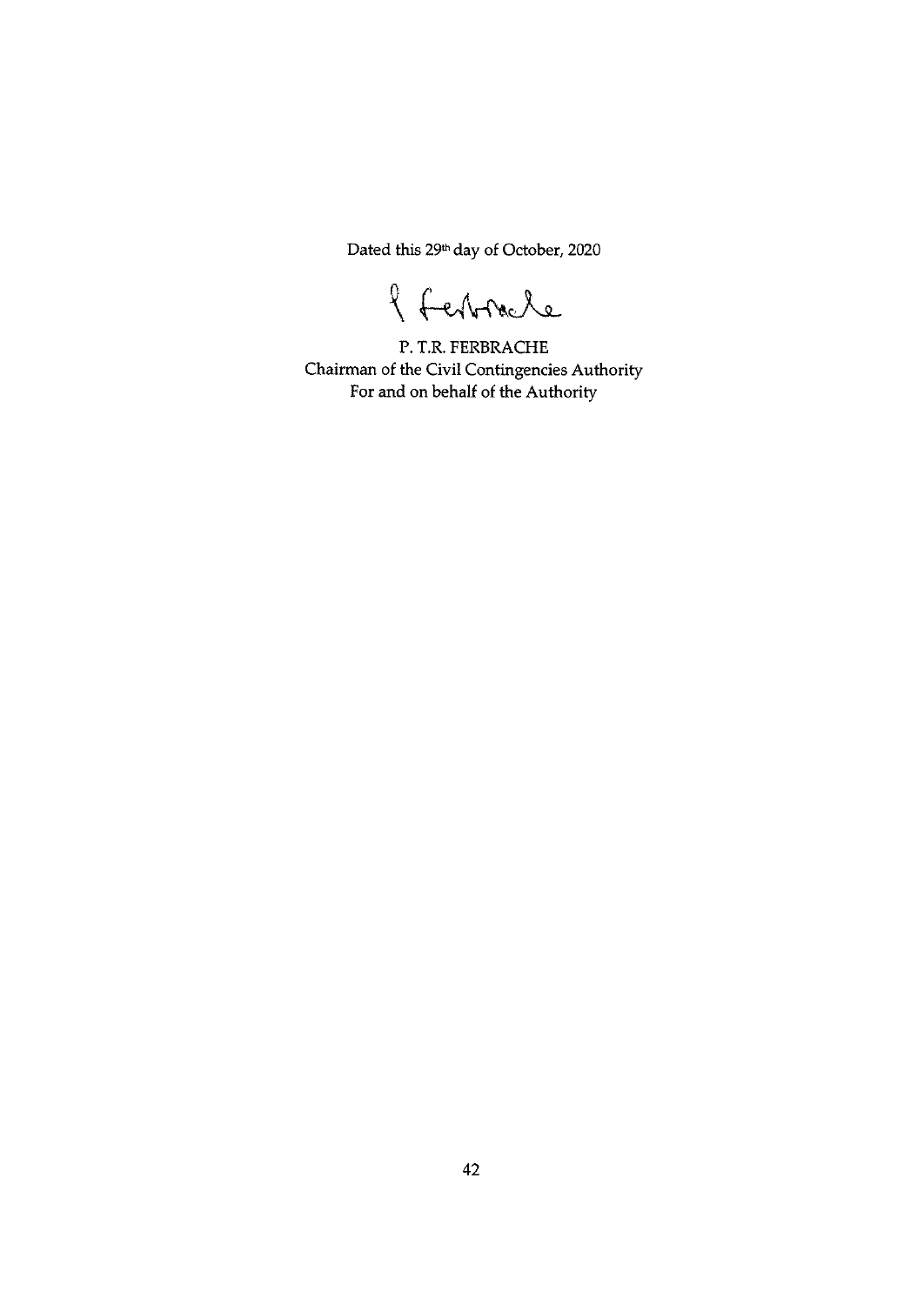Dated this 29th day of October, 2020

P. T.R. FERBRACHE
Chairman of the Civil Contingencies Authority
For and on behalf of the Authority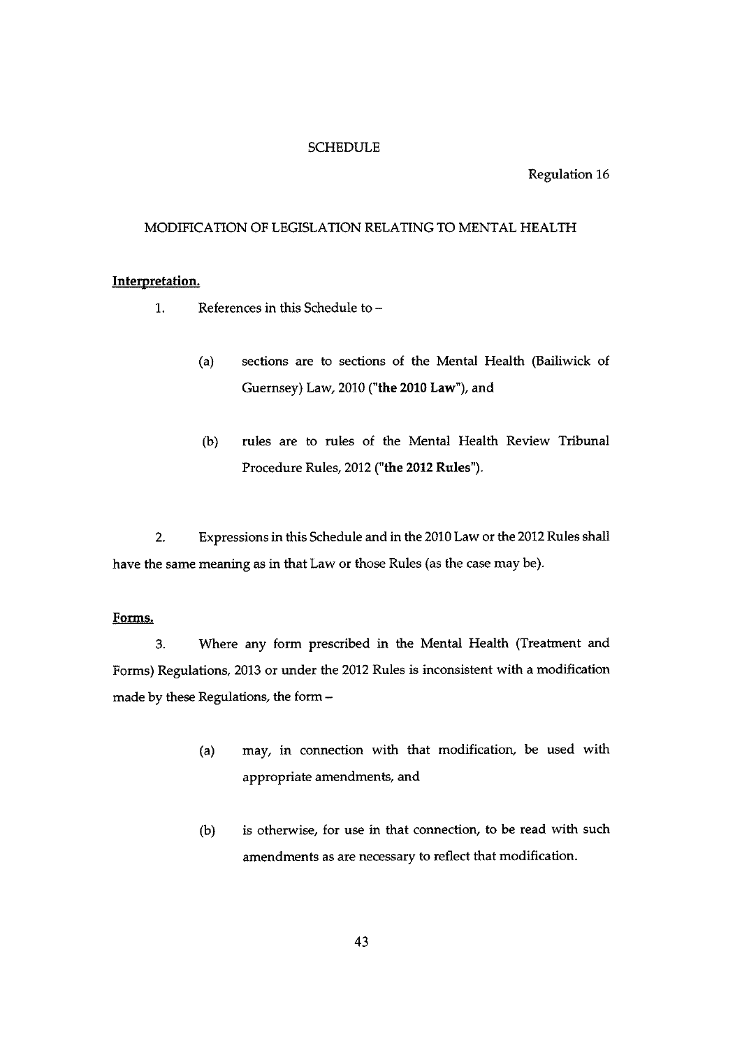# SCHEDULE

Regulation 16

## MODIFICATION OF LEGISLATION RELATING TO MENTAL HEALTH

**Interpretation.**

1. References in this Schedule to –

   (a) sections are to sections of the Mental Health (Bailiwick of Guernsey) Law, 2010 (**"the 2010 Law"**), and

   (b) rules are to rules of the Mental Health Review Tribunal Procedure Rules, 2012 (**"the 2012 Rules"**).

2. Expressions in this Schedule and in the 2010 Law or the 2012 Rules shall have the same meaning as in that Law or those Rules (as the case may be).

**Forms.**

3. Where any form prescribed in the Mental Health (Treatment and Forms) Regulations, 2013 or under the 2012 Rules is inconsistent with a modification made by these Regulations, the form –

   (a) may, in connection with that modification, be used with appropriate amendments, and

   (b) is otherwise, for use in that connection, to be read with such amendments as are necessary to reflect that modification.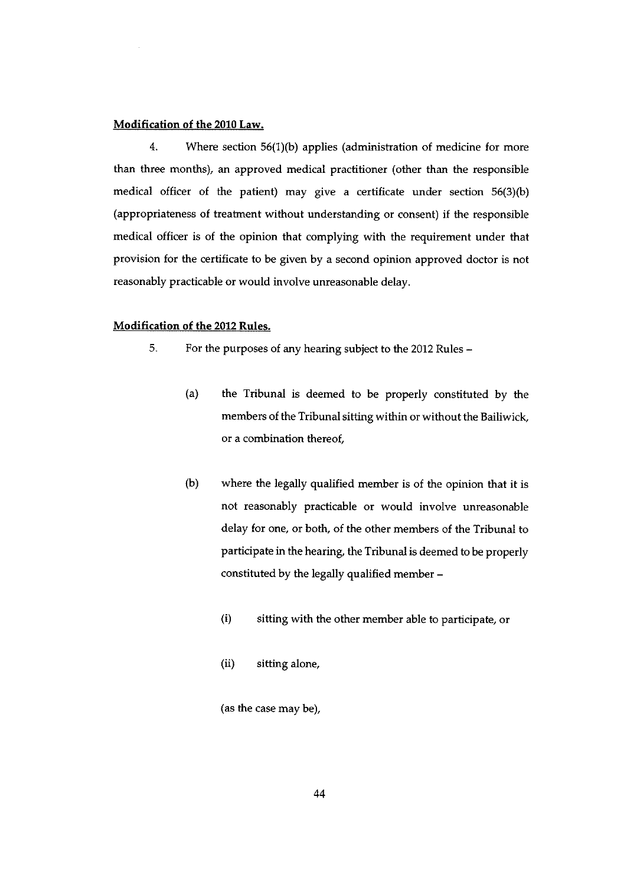**Modification of the 2010 Law.**

4. Where section 56(1)(b) applies (administration of medicine for more than three months), an approved medical practitioner (other than the responsible medical officer of the patient) may give a certificate under section 56(3)(b) (appropriateness of treatment without understanding or consent) if the responsible medical officer is of the opinion that complying with the requirement under that provision for the certificate to be given by a second opinion approved doctor is not reasonably practicable or would involve unreasonable delay.

**Modification of the 2012 Rules.**

5. For the purposes of any hearing subject to the 2012 Rules –

(a) the Tribunal is deemed to be properly constituted by the members of the Tribunal sitting within or without the Bailiwick, or a combination thereof,

(b) where the legally qualified member is of the opinion that it is not reasonably practicable or would involve unreasonable delay for one, or both, of the other members of the Tribunal to participate in the hearing, the Tribunal is deemed to be properly constituted by the legally qualified member –

(i) sitting with the other member able to participate, or

(ii) sitting alone,

(as the case may be),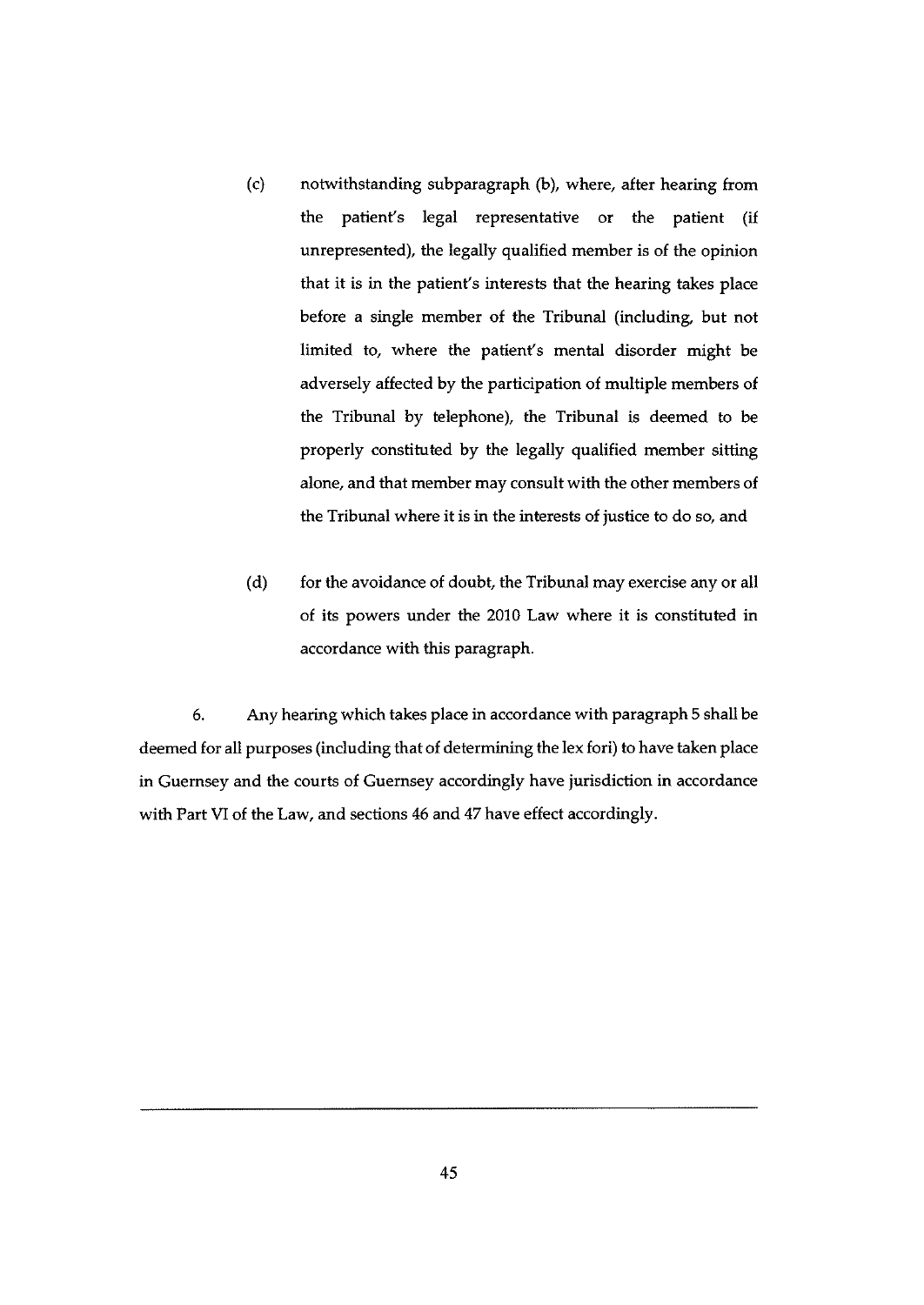(c) notwithstanding subparagraph (b), where, after hearing from the patient's legal representative or the patient (if unrepresented), the legally qualified member is of the opinion that it is in the patient's interests that the hearing takes place before a single member of the Tribunal (including, but not limited to, where the patient's mental disorder might be adversely affected by the participation of multiple members of the Tribunal by telephone), the Tribunal is deemed to be properly constituted by the legally qualified member sitting alone, and that member may consult with the other members of the Tribunal where it is in the interests of justice to do so, and

(d) for the avoidance of doubt, the Tribunal may exercise any or all of its powers under the 2010 Law where it is constituted in accordance with this paragraph.

6. Any hearing which takes place in accordance with paragraph 5 shall be deemed for all purposes (including that of determining the lex fori) to have taken place in Guernsey and the courts of Guernsey accordingly have jurisdiction in accordance with Part VI of the Law, and sections 46 and 47 have effect accordingly.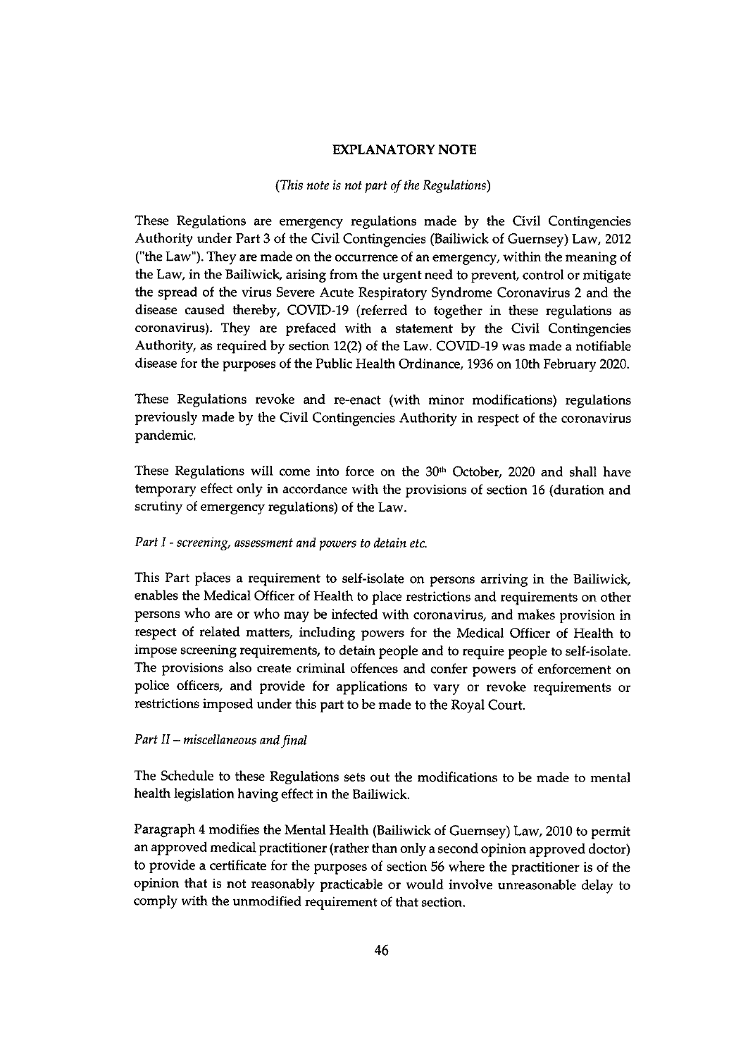**EXPLANATORY NOTE**

*(This note is not part of the Regulations)*

These Regulations are emergency regulations made by the Civil Contingencies Authority under Part 3 of the Civil Contingencies (Bailiwick of Guernsey) Law, 2012 ("the Law"). They are made on the occurrence of an emergency, within the meaning of the Law, in the Bailiwick, arising from the urgent need to prevent, control or mitigate the spread of the virus Severe Acute Respiratory Syndrome Coronavirus 2 and the disease caused thereby, COVID-19 (referred to together in these regulations as coronavirus). They are prefaced with a statement by the Civil Contingencies Authority, as required by section 12(2) of the Law. COVID-19 was made a notifiable disease for the purposes of the Public Health Ordinance, 1936 on 10th February 2020.

These Regulations revoke and re-enact (with minor modifications) regulations previously made by the Civil Contingencies Authority in respect of the coronavirus pandemic.

These Regulations will come into force on the 30th October, 2020 and shall have temporary effect only in accordance with the provisions of section 16 (duration and scrutiny of emergency regulations) of the Law.

*Part I - screening, assessment and powers to detain etc.*

This Part places a requirement to self-isolate on persons arriving in the Bailiwick, enables the Medical Officer of Health to place restrictions and requirements on other persons who are or who may be infected with coronavirus, and makes provision in respect of related matters, including powers for the Medical Officer of Health to impose screening requirements, to detain people and to require people to self-isolate. The provisions also create criminal offences and confer powers of enforcement on police officers, and provide for applications to vary or revoke requirements or restrictions imposed under this part to be made to the Royal Court.

*Part II – miscellaneous and final*

The Schedule to these Regulations sets out the modifications to be made to mental health legislation having effect in the Bailiwick.

Paragraph 4 modifies the Mental Health (Bailiwick of Guernsey) Law, 2010 to permit an approved medical practitioner (rather than only a second opinion approved doctor) to provide a certificate for the purposes of section 56 where the practitioner is of the opinion that is not reasonably practicable or would involve unreasonable delay to comply with the unmodified requirement of that section.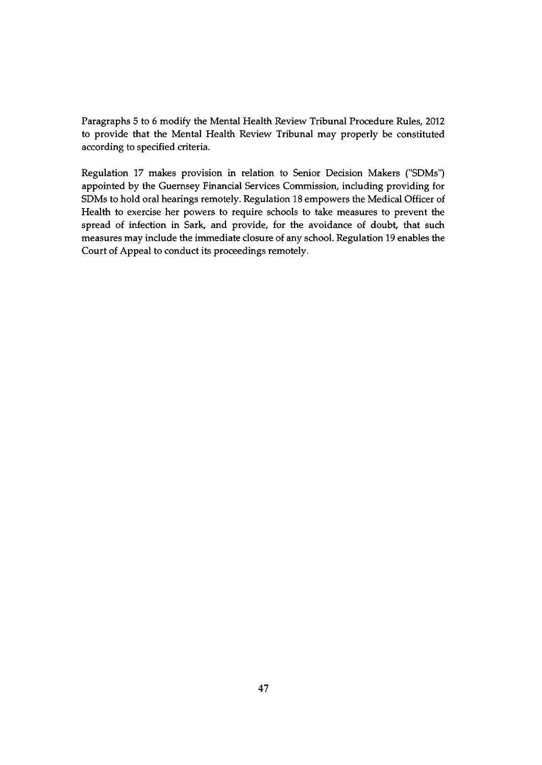Paragraphs 5 to 6 modify the Mental Health Review Tribunal Procedure Rules, 2012 to provide that the Mental Health Review Tribunal may properly be constituted according to specified criteria.

Regulation 17 makes provision in relation to Senior Decision Makers ("SDMs") appointed by the Guernsey Financial Services Commission, including providing for SDMs to hold oral hearings remotely. Regulation 18 empowers the Medical Officer of Health to exercise her powers to require schools to take measures to prevent the spread of infection in Sark, and provide, for the avoidance of doubt, that such measures may include the immediate closure of any school. Regulation 19 enables the Court of Appeal to conduct its proceedings remotely.